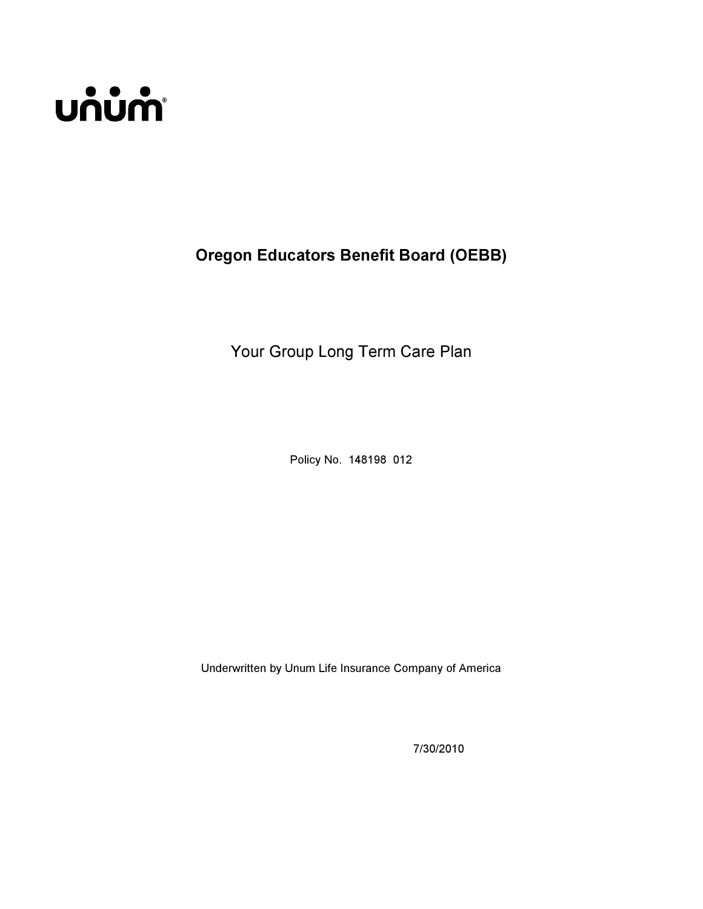unum®

# Oregon Educators Benefit Board (OEBB)

## Your Group Long Term Care Plan

Policy No. 148198 012

Underwritten by Unum Life Insurance Company of America

7/30/2010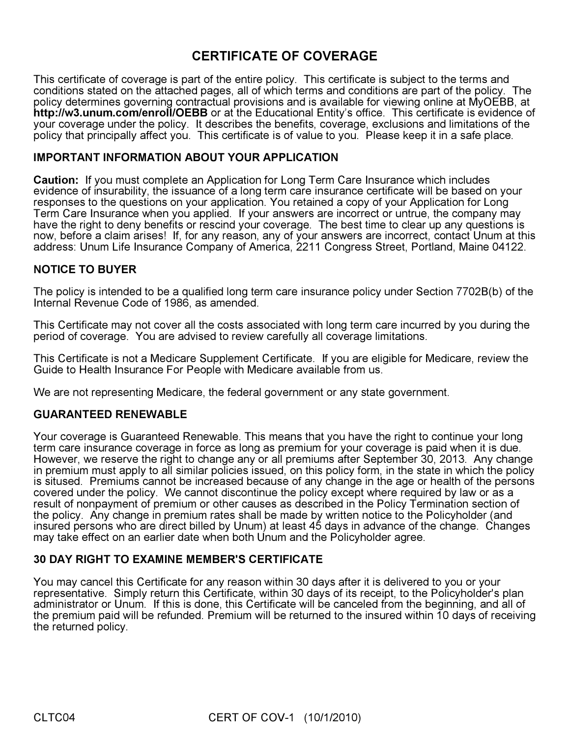# CERTIFICATE OF COVERAGE

This certificate of coverage is part of the entire policy. This certificate is subject to the terms and conditions stated on the attached pages, all of which terms and conditions are part of the policy. The policy determines governing contractual provisions and is available for viewing online at MyOEBB, at **http://w3.unum.com/enroll/OEBB** or at the Educational Entity's office. This certificate is evidence of your coverage under the policy. It describes the benefits, coverage, exclusions and limitations of the policy that principally affect you. This certificate is of value to you. Please keep it in a safe place.

## IMPORTANT INFORMATION ABOUT YOUR APPLICATION

**Caution:** If you must complete an Application for Long Term Care Insurance which includes evidence of insurability, the issuance of a long term care insurance certificate will be based on your responses to the questions on your application. You retained a copy of your Application for Long Term Care Insurance when you applied. If your answers are incorrect or untrue, the company may have the right to deny benefits or rescind your coverage. The best time to clear up any questions is now, before a claim arises! If, for any reason, any of your answers are incorrect, contact Unum at this address: Unum Life Insurance Company of America, 2211 Congress Street, Portland, Maine 04122.

## NOTICE TO BUYER

The policy is intended to be a qualified long term care insurance policy under Section 7702B(b) of the Internal Revenue Code of 1986, as amended.

This Certificate may not cover all the costs associated with long term care incurred by you during the period of coverage. You are advised to review carefully all coverage limitations.

This Certificate is not a Medicare Supplement Certificate. If you are eligible for Medicare, review the Guide to Health Insurance For People with Medicare available from us.

We are not representing Medicare, the federal government or any state government.

## GUARANTEED RENEWABLE

Your coverage is Guaranteed Renewable. This means that you have the right to continue your long term care insurance coverage in force as long as premium for your coverage is paid when it is due. However, we reserve the right to change any or all premiums after September 30, 2013. Any change in premium must apply to all similar policies issued, on this policy form, in the state in which the policy is sitused. Premiums cannot be increased because of any change in the age or health of the persons covered under the policy. We cannot discontinue the policy except where required by law or as a result of nonpayment of premium or other causes as described in the Policy Termination section of the policy. Any change in premium rates shall be made by written notice to the Policyholder (and insured persons who are direct billed by Unum) at least 45 days in advance of the change. Changes may take effect on an earlier date when both Unum and the Policyholder agree.

## 30 DAY RIGHT TO EXAMINE MEMBER'S CERTIFICATE

You may cancel this Certificate for any reason within 30 days after it is delivered to you or your representative. Simply return this Certificate, within 30 days of its receipt, to the Policyholder's plan administrator or Unum. If this is done, this Certificate will be canceled from the beginning, and all of the premium paid will be refunded. Premium will be returned to the insured within 10 days of receiving the returned policy.

CLTC04 CERT OF COV-1 (10/1/2010)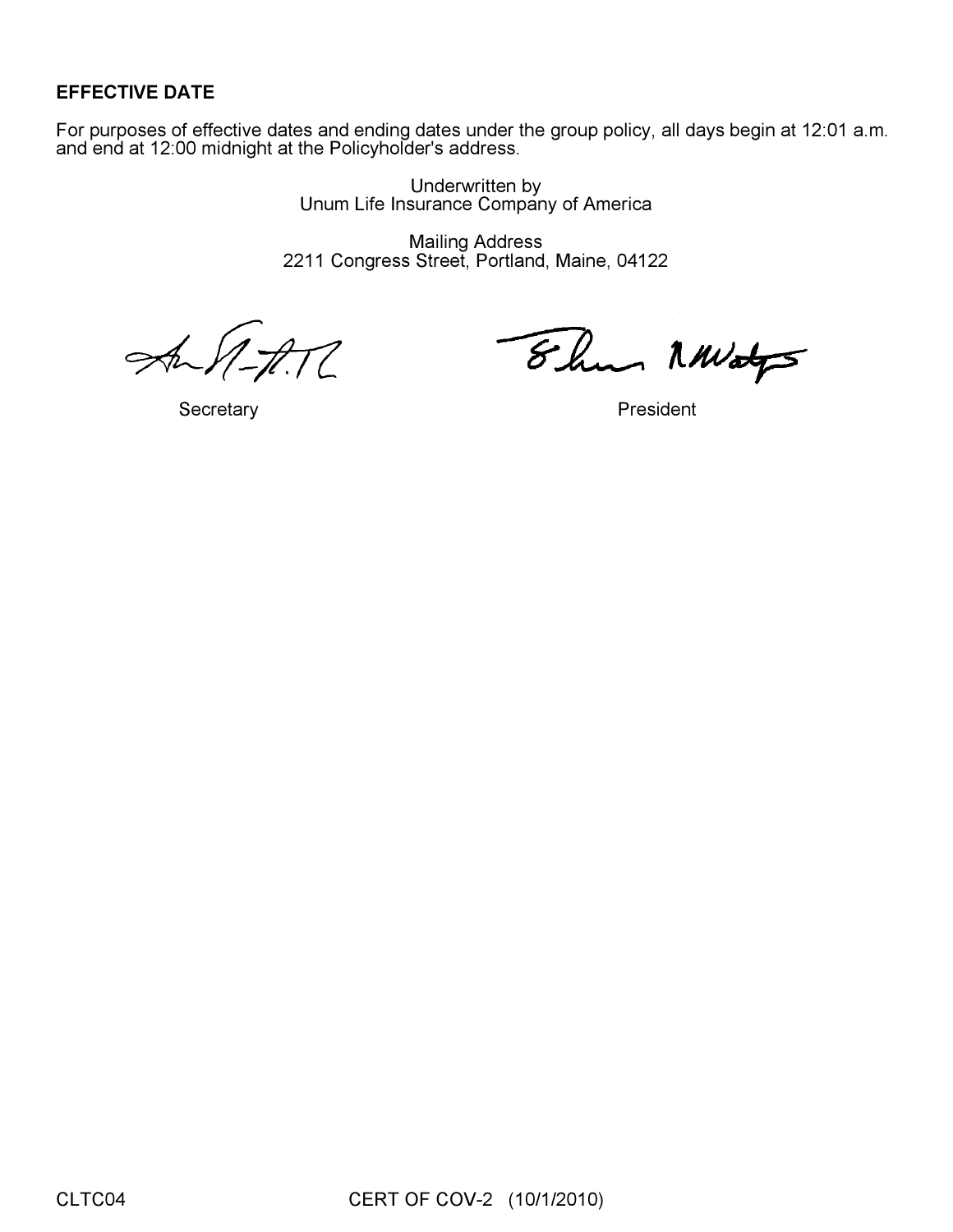**EFFECTIVE DATE**

For purposes of effective dates and ending dates under the group policy, all days begin at 12:01 a.m. and end at 12:00 midnight at the Policyholder's address.

Underwritten by
Unum Life Insurance Company of America

Mailing Address
2211 Congress Street, Portland, Maine, 04122

Secretary

President

CLTC04 CERT OF COV-2 (10/1/2010)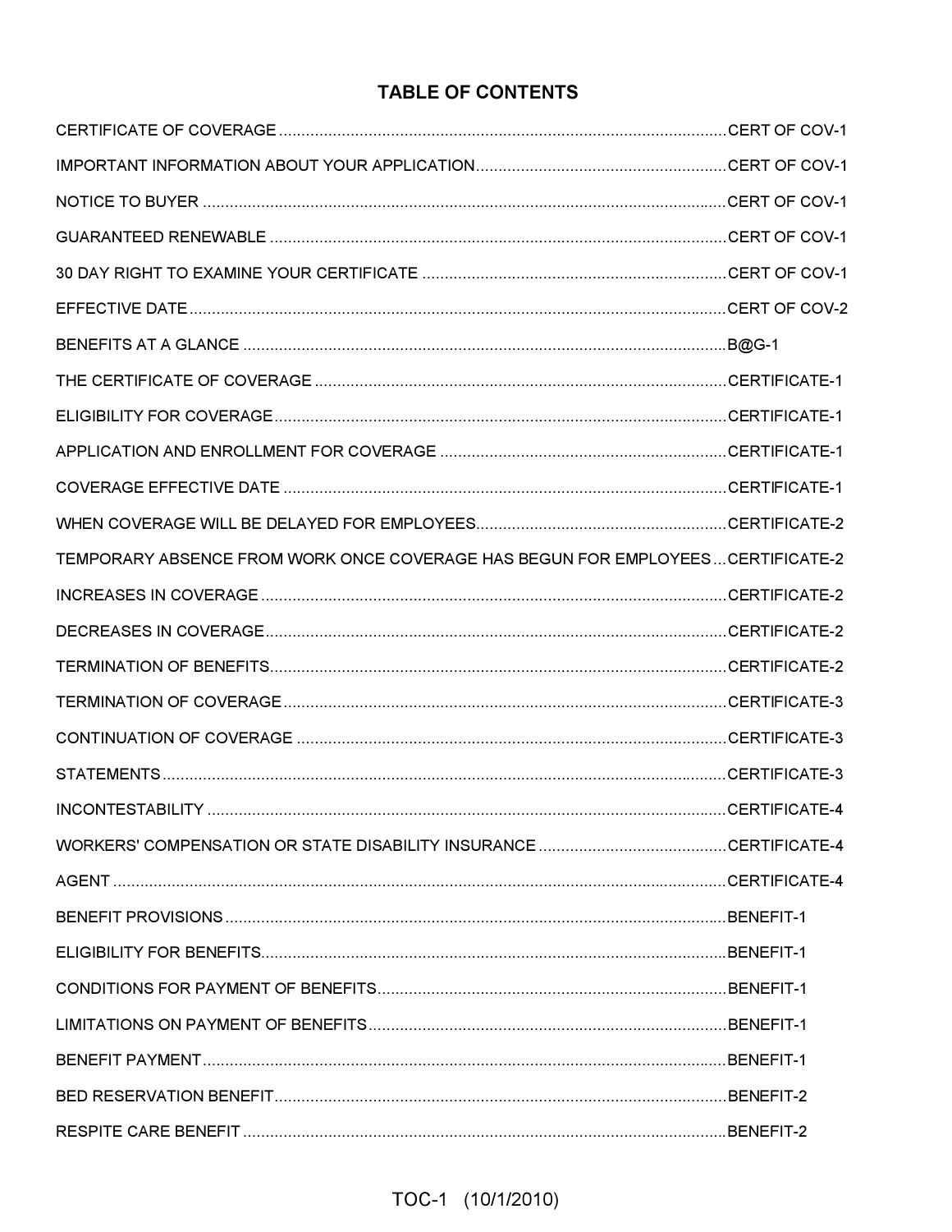# TABLE OF CONTENTS

| | |
|---|---|
| CERTIFICATE OF COVERAGE | CERT OF COV-1 |
| IMPORTANT INFORMATION ABOUT YOUR APPLICATION | CERT OF COV-1 |
| NOTICE TO BUYER | CERT OF COV-1 |
| GUARANTEED RENEWABLE | CERT OF COV-1 |
| 30 DAY RIGHT TO EXAMINE YOUR CERTIFICATE | CERT OF COV-1 |
| EFFECTIVE DATE | CERT OF COV-2 |
| BENEFITS AT A GLANCE | B@G-1 |
| THE CERTIFICATE OF COVERAGE | CERTIFICATE-1 |
| ELIGIBILITY FOR COVERAGE | CERTIFICATE-1 |
| APPLICATION AND ENROLLMENT FOR COVERAGE | CERTIFICATE-1 |
| COVERAGE EFFECTIVE DATE | CERTIFICATE-1 |
| WHEN COVERAGE WILL BE DELAYED FOR EMPLOYEES | CERTIFICATE-2 |
| TEMPORARY ABSENCE FROM WORK ONCE COVERAGE HAS BEGUN FOR EMPLOYEES | CERTIFICATE-2 |
| INCREASES IN COVERAGE | CERTIFICATE-2 |
| DECREASES IN COVERAGE | CERTIFICATE-2 |
| TERMINATION OF BENEFITS | CERTIFICATE-2 |
| TERMINATION OF COVERAGE | CERTIFICATE-3 |
| CONTINUATION OF COVERAGE | CERTIFICATE-3 |
| STATEMENTS | CERTIFICATE-3 |
| INCONTESTABILITY | CERTIFICATE-4 |
| WORKERS' COMPENSATION OR STATE DISABILITY INSURANCE | CERTIFICATE-4 |
| AGENT | CERTIFICATE-4 |
| BENEFIT PROVISIONS | BENEFIT-1 |
| ELIGIBILITY FOR BENEFITS | BENEFIT-1 |
| CONDITIONS FOR PAYMENT OF BENEFITS | BENEFIT-1 |
| LIMITATIONS ON PAYMENT OF BENEFITS | BENEFIT-1 |
| BENEFIT PAYMENT | BENEFIT-1 |
| BED RESERVATION BENEFIT | BENEFIT-2 |
| RESPITE CARE BENEFIT | BENEFIT-2 |

TOC-1 (10/1/2010)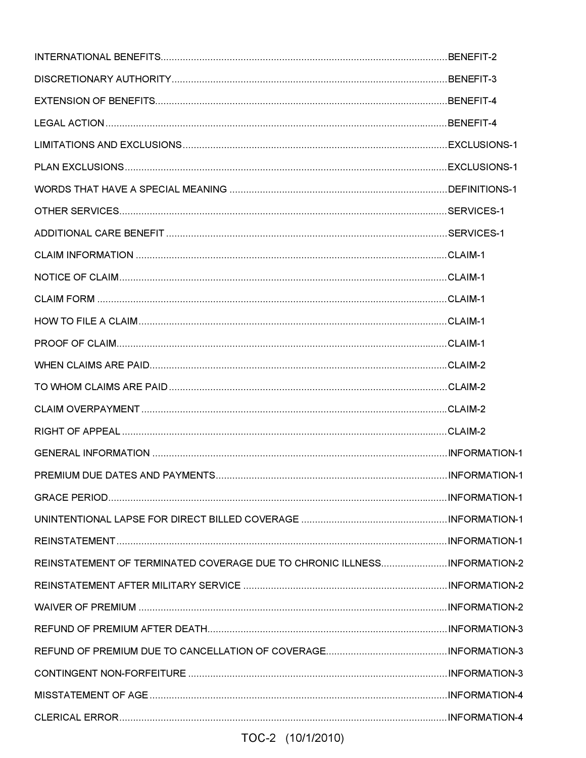| | |
|---|---|
| INTERNATIONAL BENEFITS | BENEFIT-2 |
| DISCRETIONARY AUTHORITY | BENEFIT-3 |
| EXTENSION OF BENEFITS | BENEFIT-4 |
| LEGAL ACTION | BENEFIT-4 |
| LIMITATIONS AND EXCLUSIONS | EXCLUSIONS-1 |
| PLAN EXCLUSIONS | EXCLUSIONS-1 |
| WORDS THAT HAVE A SPECIAL MEANING | DEFINITIONS-1 |
| OTHER SERVICES | SERVICES-1 |
| ADDITIONAL CARE BENEFIT | SERVICES-1 |
| CLAIM INFORMATION | CLAIM-1 |
| NOTICE OF CLAIM | CLAIM-1 |
| CLAIM FORM | CLAIM-1 |
| HOW TO FILE A CLAIM | CLAIM-1 |
| PROOF OF CLAIM | CLAIM-1 |
| WHEN CLAIMS ARE PAID | CLAIM-2 |
| TO WHOM CLAIMS ARE PAID | CLAIM-2 |
| CLAIM OVERPAYMENT | CLAIM-2 |
| RIGHT OF APPEAL | CLAIM-2 |
| GENERAL INFORMATION | INFORMATION-1 |
| PREMIUM DUE DATES AND PAYMENTS | INFORMATION-1 |
| GRACE PERIOD | INFORMATION-1 |
| UNINTENTIONAL LAPSE FOR DIRECT BILLED COVERAGE | INFORMATION-1 |
| REINSTATEMENT | INFORMATION-1 |
| REINSTATEMENT OF TERMINATED COVERAGE DUE TO CHRONIC ILLNESS | INFORMATION-2 |
| REINSTATEMENT AFTER MILITARY SERVICE | INFORMATION-2 |
| WAIVER OF PREMIUM | INFORMATION-2 |
| REFUND OF PREMIUM AFTER DEATH | INFORMATION-3 |
| REFUND OF PREMIUM DUE TO CANCELLATION OF COVERAGE | INFORMATION-3 |
| CONTINGENT NON-FORFEITURE | INFORMATION-3 |
| MISSTATEMENT OF AGE | INFORMATION-4 |
| CLERICAL ERROR | INFORMATION-4 |

TOC-2 (10/1/2010)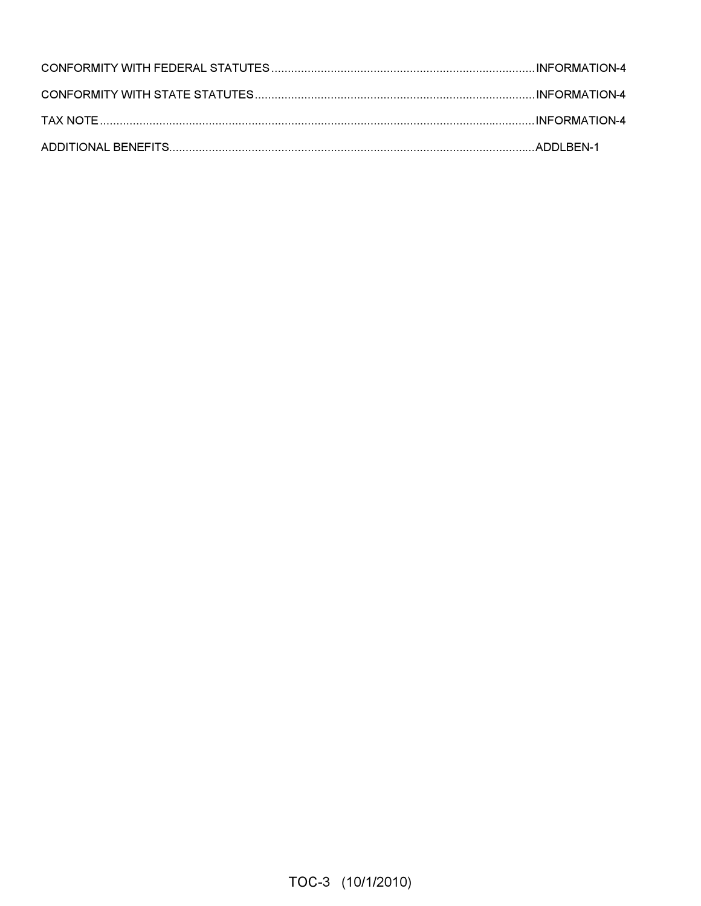CONFORMITY WITH FEDERAL STATUTES ........................................................................ INFORMATION-4

CONFORMITY WITH STATE STATUTES ........................................................................ INFORMATION-4

TAX NOTE ........................................................................................................ INFORMATION-4

ADDITIONAL BENEFITS ........................................................................................ ADDLBEN-1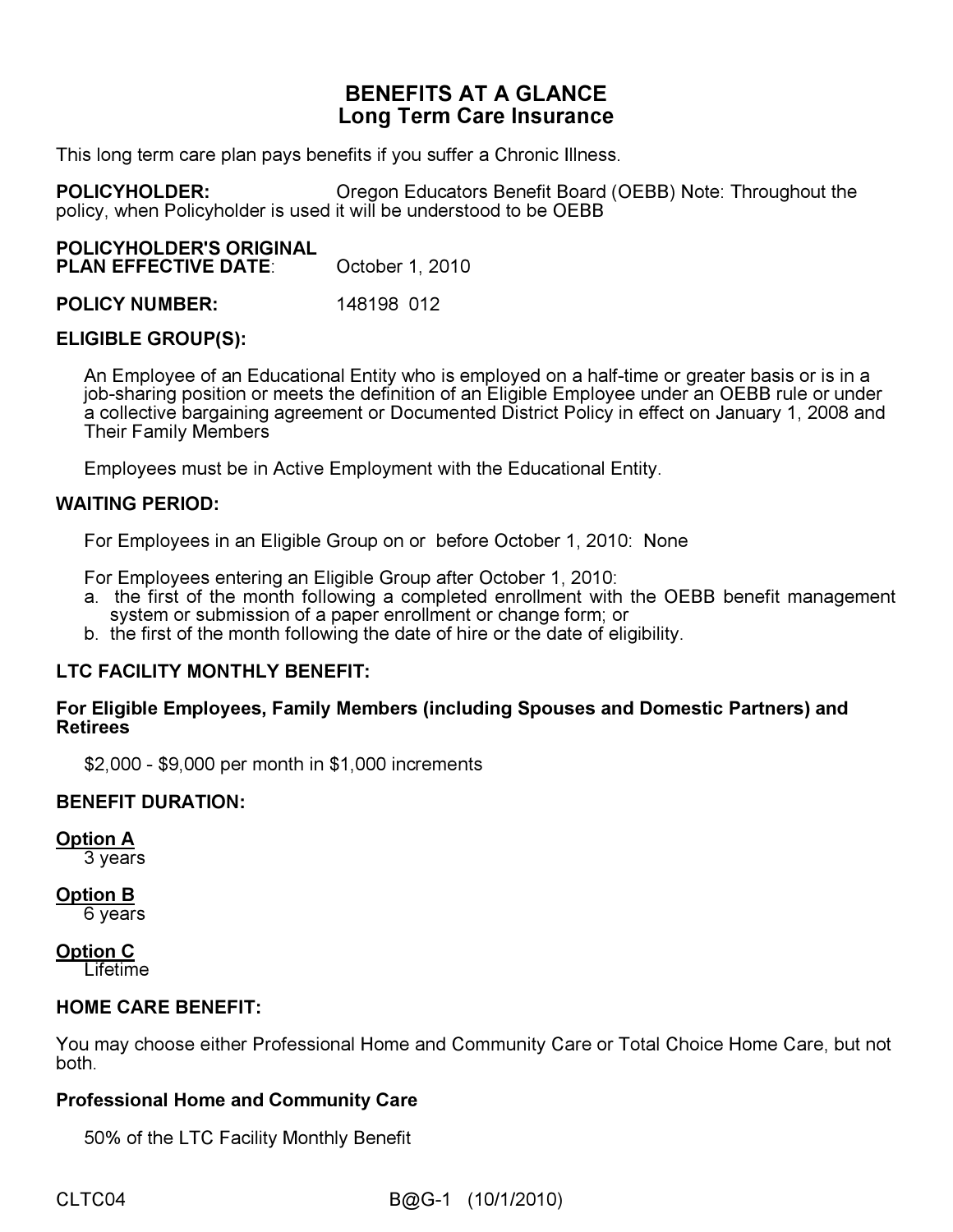# BENEFITS AT A GLANCE
## Long Term Care Insurance

This long term care plan pays benefits if you suffer a Chronic Illness.

**POLICYHOLDER:** Oregon Educators Benefit Board (OEBB) Note: Throughout the policy, when Policyholder is used it will be understood to be OEBB

**POLICYHOLDER'S ORIGINAL PLAN EFFECTIVE DATE**: October 1, 2010

**POLICY NUMBER:** 148198 012

**ELIGIBLE GROUP(S):**

An Employee of an Educational Entity who is employed on a half-time or greater basis or is in a job-sharing position or meets the definition of an Eligible Employee under an OEBB rule or under a collective bargaining agreement or Documented District Policy in effect on January 1, 2008 and Their Family Members

Employees must be in Active Employment with the Educational Entity.

**WAITING PERIOD:**

For Employees in an Eligible Group on or before October 1, 2010: None

For Employees entering an Eligible Group after October 1, 2010:

a. the first of the month following a completed enrollment with the OEBB benefit management system or submission of a paper enrollment or change form; or
b. the first of the month following the date of hire or the date of eligibility.

**LTC FACILITY MONTHLY BENEFIT:**

**For Eligible Employees, Family Members (including Spouses and Domestic Partners) and Retirees**

$2,000 - $9,000 per month in $1,000 increments

**BENEFIT DURATION:**

<u>**Option A**</u>
3 years

<u>**Option B**</u>
6 years

<u>**Option C**</u>
Lifetime

**HOME CARE BENEFIT:**

You may choose either Professional Home and Community Care or Total Choice Home Care, but not both.

**Professional Home and Community Care**

50% of the LTC Facility Monthly Benefit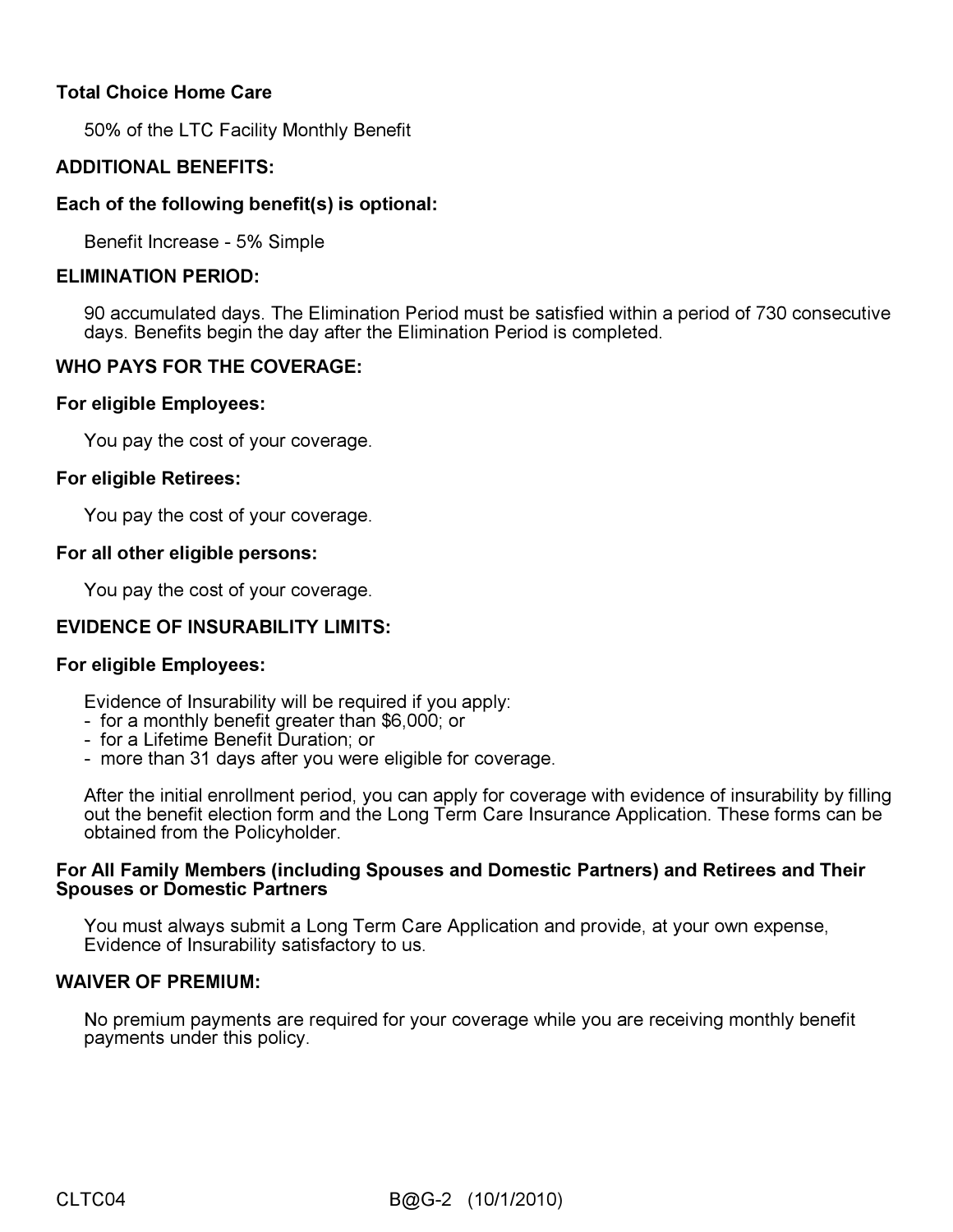**Total Choice Home Care**

50% of the LTC Facility Monthly Benefit

**ADDITIONAL BENEFITS:**

**Each of the following benefit(s) is optional:**

Benefit Increase - 5% Simple

**ELIMINATION PERIOD:**

90 accumulated days. The Elimination Period must be satisfied within a period of 730 consecutive days. Benefits begin the day after the Elimination Period is completed.

**WHO PAYS FOR THE COVERAGE:**

**For eligible Employees:**

You pay the cost of your coverage.

**For eligible Retirees:**

You pay the cost of your coverage.

**For all other eligible persons:**

You pay the cost of your coverage.

**EVIDENCE OF INSURABILITY LIMITS:**

**For eligible Employees:**

Evidence of Insurability will be required if you apply:
- for a monthly benefit greater than $6,000; or
- for a Lifetime Benefit Duration; or
- more than 31 days after you were eligible for coverage.

After the initial enrollment period, you can apply for coverage with evidence of insurability by filling out the benefit election form and the Long Term Care Insurance Application. These forms can be obtained from the Policyholder.

**For All Family Members (including Spouses and Domestic Partners) and Retirees and Their Spouses or Domestic Partners**

You must always submit a Long Term Care Application and provide, at your own expense, Evidence of Insurability satisfactory to us.

**WAIVER OF PREMIUM:**

No premium payments are required for your coverage while you are receiving monthly benefit payments under this policy.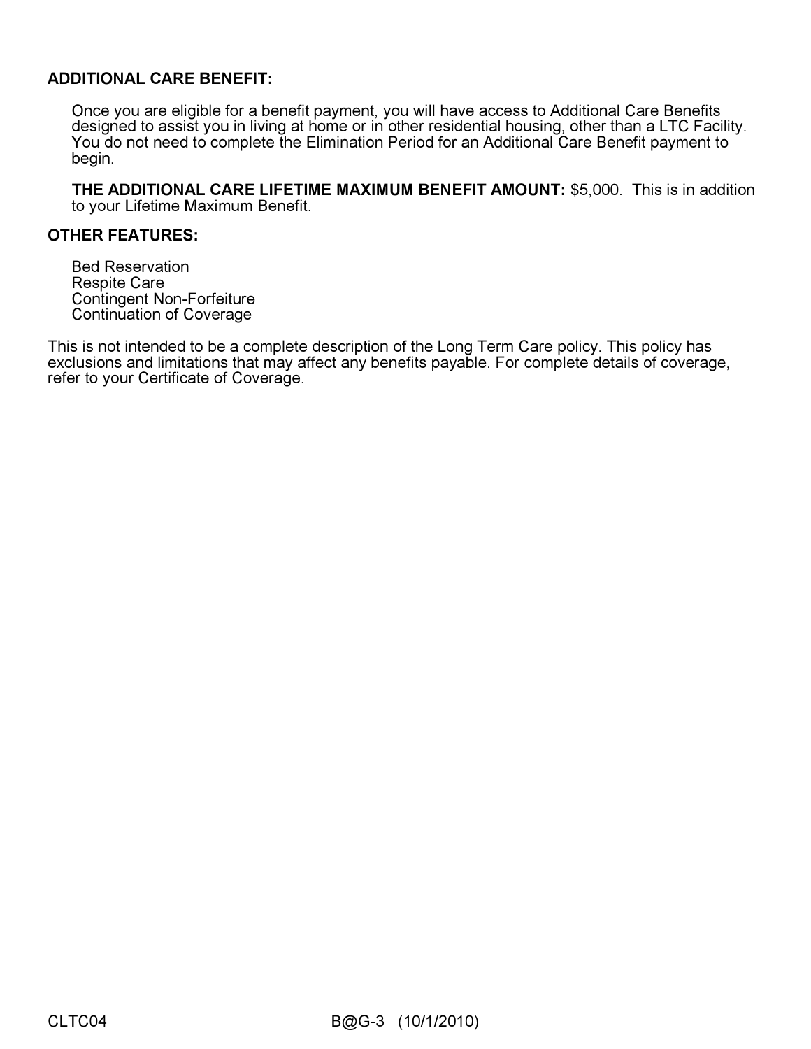**ADDITIONAL CARE BENEFIT:**

Once you are eligible for a benefit payment, you will have access to Additional Care Benefits designed to assist you in living at home or in other residential housing, other than a LTC Facility. You do not need to complete the Elimination Period for an Additional Care Benefit payment to begin.

**THE ADDITIONAL CARE LIFETIME MAXIMUM BENEFIT AMOUNT:** $5,000. This is in addition to your Lifetime Maximum Benefit.

**OTHER FEATURES:**

Bed Reservation
Respite Care
Contingent Non-Forfeiture
Continuation of Coverage

This is not intended to be a complete description of the Long Term Care policy. This policy has exclusions and limitations that may affect any benefits payable. For complete details of coverage, refer to your Certificate of Coverage.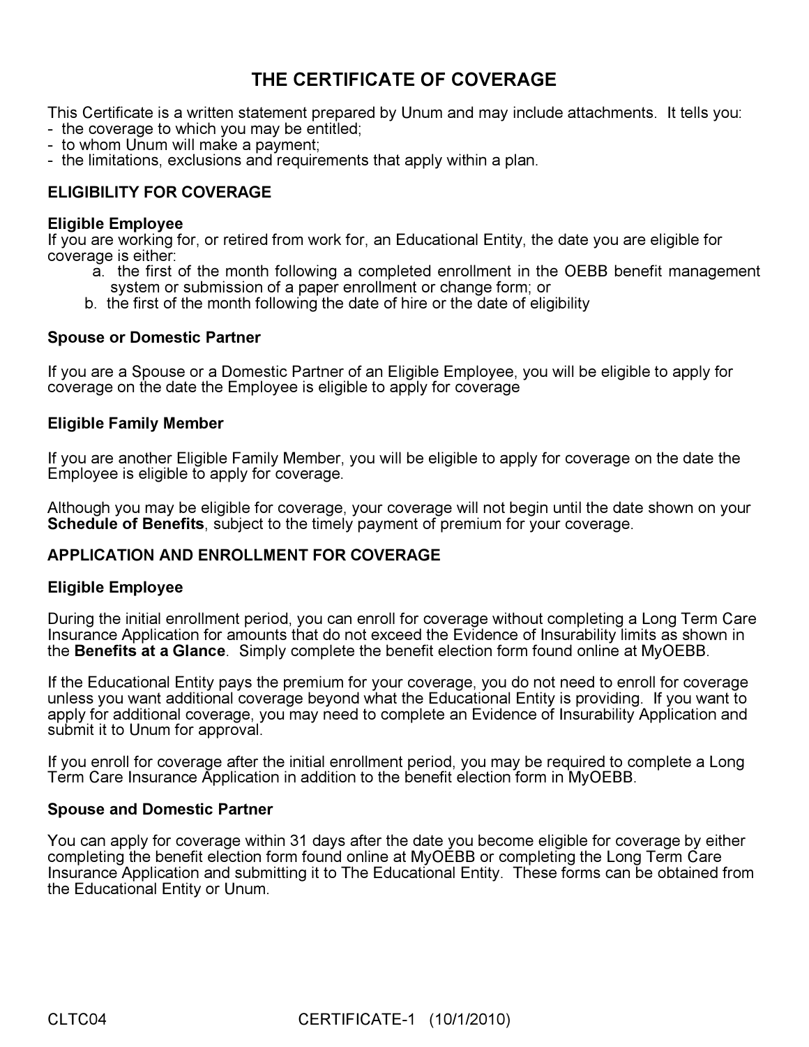# THE CERTIFICATE OF COVERAGE

This Certificate is a written statement prepared by Unum and may include attachments. It tells you:

- the coverage to which you may be entitled;
- to whom Unum will make a payment;
- the limitations, exclusions and requirements that apply within a plan.

## ELIGIBILITY FOR COVERAGE

### Eligible Employee

If you are working for, or retired from work for, an Educational Entity, the date you are eligible for coverage is either:

a. the first of the month following a completed enrollment in the OEBB benefit management system or submission of a paper enrollment or change form; or
b. the first of the month following the date of hire or the date of eligibility

### Spouse or Domestic Partner

If you are a Spouse or a Domestic Partner of an Eligible Employee, you will be eligible to apply for coverage on the date the Employee is eligible to apply for coverage

### Eligible Family Member

If you are another Eligible Family Member, you will be eligible to apply for coverage on the date the Employee is eligible to apply for coverage.

Although you may be eligible for coverage, your coverage will not begin until the date shown on your **Schedule of Benefits**, subject to the timely payment of premium for your coverage.

## APPLICATION AND ENROLLMENT FOR COVERAGE

### Eligible Employee

During the initial enrollment period, you can enroll for coverage without completing a Long Term Care Insurance Application for amounts that do not exceed the Evidence of Insurability limits as shown in the **Benefits at a Glance**. Simply complete the benefit election form found online at MyOEBB.

If the Educational Entity pays the premium for your coverage, you do not need to enroll for coverage unless you want additional coverage beyond what the Educational Entity is providing. If you want to apply for additional coverage, you may need to complete an Evidence of Insurability Application and submit it to Unum for approval.

If you enroll for coverage after the initial enrollment period, you may be required to complete a Long Term Care Insurance Application in addition to the benefit election form in MyOEBB.

### Spouse and Domestic Partner

You can apply for coverage within 31 days after the date you become eligible for coverage by either completing the benefit election form found online at MyOEBB or completing the Long Term Care Insurance Application and submitting it to The Educational Entity. These forms can be obtained from the Educational Entity or Unum.

CLTC04 CERTIFICATE-1 (10/1/2010)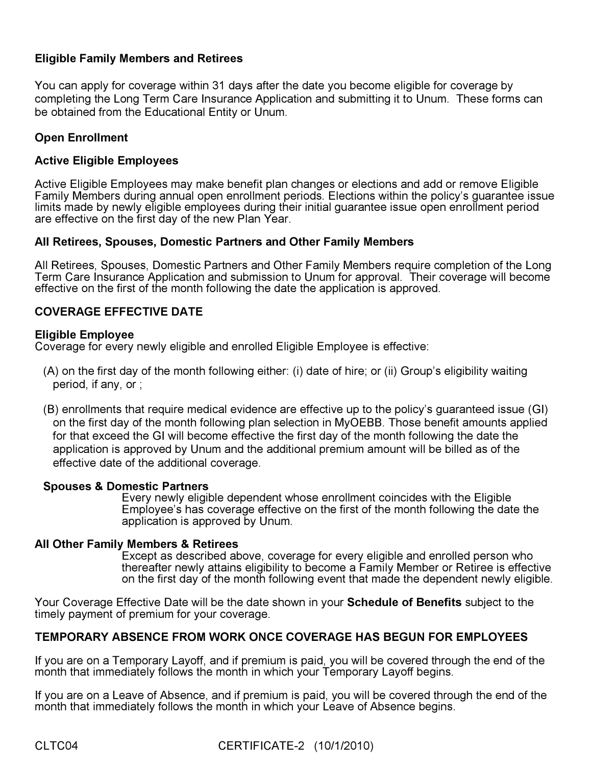**Eligible Family Members and Retirees**

You can apply for coverage within 31 days after the date you become eligible for coverage by completing the Long Term Care Insurance Application and submitting it to Unum. These forms can be obtained from the Educational Entity or Unum.

**Open Enrollment**

**Active Eligible Employees**

Active Eligible Employees may make benefit plan changes or elections and add or remove Eligible Family Members during annual open enrollment periods. Elections within the policy's guarantee issue limits made by newly eligible employees during their initial guarantee issue open enrollment period are effective on the first day of the new Plan Year.

**All Retirees, Spouses, Domestic Partners and Other Family Members**

All Retirees, Spouses, Domestic Partners and Other Family Members require completion of the Long Term Care Insurance Application and submission to Unum for approval. Their coverage will become effective on the first of the month following the date the application is approved.

**COVERAGE EFFECTIVE DATE**

**Eligible Employee**

Coverage for every newly eligible and enrolled Eligible Employee is effective:

(A) on the first day of the month following either: (i) date of hire; or (ii) Group's eligibility waiting period, if any, or ;

(B) enrollments that require medical evidence are effective up to the policy's guaranteed issue (GI) on the first day of the month following plan selection in MyOEBB. Those benefit amounts applied for that exceed the GI will become effective the first day of the month following the date the application is approved by Unum and the additional premium amount will be billed as of the effective date of the additional coverage.

**Spouses & Domestic Partners**

Every newly eligible dependent whose enrollment coincides with the Eligible Employee's has coverage effective on the first of the month following the date the application is approved by Unum.

**All Other Family Members & Retirees**

Except as described above, coverage for every eligible and enrolled person who thereafter newly attains eligibility to become a Family Member or Retiree is effective on the first day of the month following event that made the dependent newly eligible.

Your Coverage Effective Date will be the date shown in your **Schedule of Benefits** subject to the timely payment of premium for your coverage.

**TEMPORARY ABSENCE FROM WORK ONCE COVERAGE HAS BEGUN FOR EMPLOYEES**

If you are on a Temporary Layoff, and if premium is paid, you will be covered through the end of the month that immediately follows the month in which your Temporary Layoff begins.

If you are on a Leave of Absence, and if premium is paid, you will be covered through the end of the month that immediately follows the month in which your Leave of Absence begins.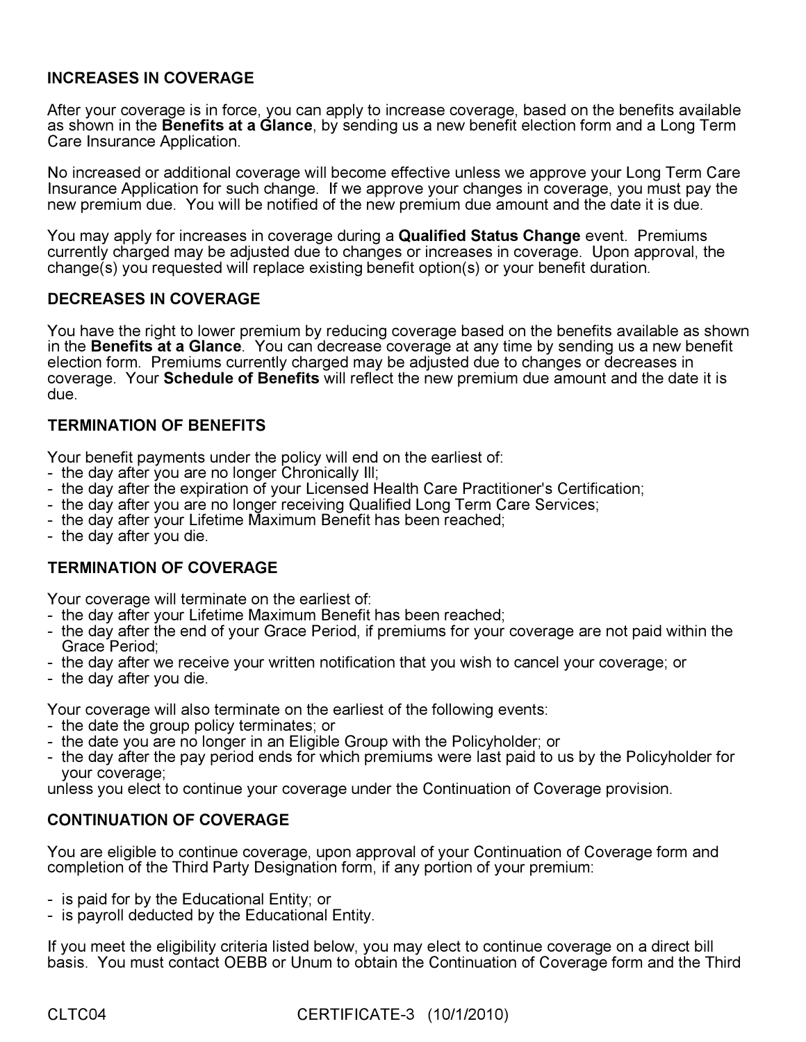### INCREASES IN COVERAGE

After your coverage is in force, you can apply to increase coverage, based on the benefits available as shown in the **Benefits at a Glance**, by sending us a new benefit election form and a Long Term Care Insurance Application.

No increased or additional coverage will become effective unless we approve your Long Term Care Insurance Application for such change. If we approve your changes in coverage, you must pay the new premium due. You will be notified of the new premium due amount and the date it is due.

You may apply for increases in coverage during a **Qualified Status Change** event. Premiums currently charged may be adjusted due to changes or increases in coverage. Upon approval, the change(s) you requested will replace existing benefit option(s) or your benefit duration.

### DECREASES IN COVERAGE

You have the right to lower premium by reducing coverage based on the benefits available as shown in the **Benefits at a Glance**. You can decrease coverage at any time by sending us a new benefit election form. Premiums currently charged may be adjusted due to changes or decreases in coverage. Your **Schedule of Benefits** will reflect the new premium due amount and the date it is due.

### TERMINATION OF BENEFITS

Your benefit payments under the policy will end on the earliest of:

- the day after you are no longer Chronically Ill;
- the day after the expiration of your Licensed Health Care Practitioner's Certification;
- the day after you are no longer receiving Qualified Long Term Care Services;
- the day after your Lifetime Maximum Benefit has been reached;
- the day after you die.

### TERMINATION OF COVERAGE

Your coverage will terminate on the earliest of:

- the day after your Lifetime Maximum Benefit has been reached;
- the day after the end of your Grace Period, if premiums for your coverage are not paid within the Grace Period;
- the day after we receive your written notification that you wish to cancel your coverage; or
- the day after you die.

Your coverage will also terminate on the earliest of the following events:

- the date the group policy terminates; or
- the date you are no longer in an Eligible Group with the Policyholder; or
- the day after the pay period ends for which premiums were last paid to us by the Policyholder for your coverage;

unless you elect to continue your coverage under the Continuation of Coverage provision.

### CONTINUATION OF COVERAGE

You are eligible to continue coverage, upon approval of your Continuation of Coverage form and completion of the Third Party Designation form, if any portion of your premium:

- is paid for by the Educational Entity; or
- is payroll deducted by the Educational Entity.

If you meet the eligibility criteria listed below, you may elect to continue coverage on a direct bill basis. You must contact OEBB or Unum to obtain the Continuation of Coverage form and the Third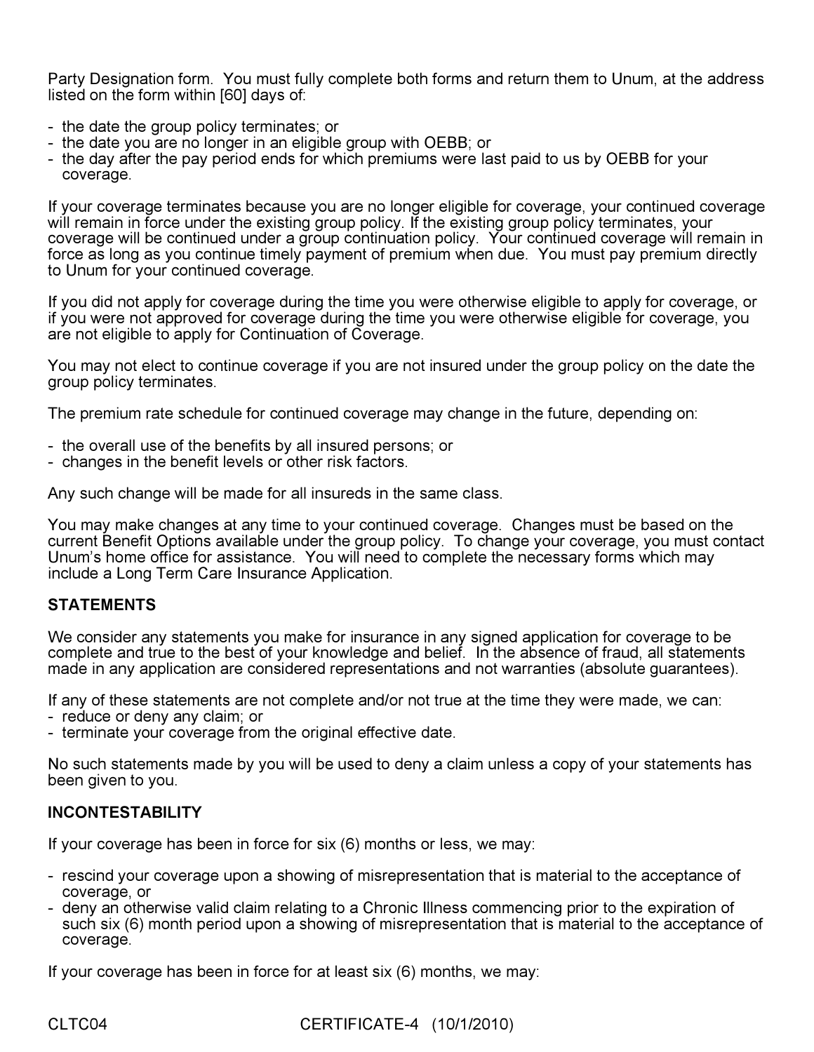Party Designation form. You must fully complete both forms and return them to Unum, at the address listed on the form within [60] days of:

- the date the group policy terminates; or
- the date you are no longer in an eligible group with OEBB; or
- the day after the pay period ends for which premiums were last paid to us by OEBB for your coverage.

If your coverage terminates because you are no longer eligible for coverage, your continued coverage will remain in force under the existing group policy. If the existing group policy terminates, your coverage will be continued under a group continuation policy. Your continued coverage will remain in force as long as you continue timely payment of premium when due. You must pay premium directly to Unum for your continued coverage.

If you did not apply for coverage during the time you were otherwise eligible to apply for coverage, or if you were not approved for coverage during the time you were otherwise eligible for coverage, you are not eligible to apply for Continuation of Coverage.

You may not elect to continue coverage if you are not insured under the group policy on the date the group policy terminates.

The premium rate schedule for continued coverage may change in the future, depending on:

- the overall use of the benefits by all insured persons; or
- changes in the benefit levels or other risk factors.

Any such change will be made for all insureds in the same class.

You may make changes at any time to your continued coverage. Changes must be based on the current Benefit Options available under the group policy. To change your coverage, you must contact Unum's home office for assistance. You will need to complete the necessary forms which may include a Long Term Care Insurance Application.

**STATEMENTS**

We consider any statements you make for insurance in any signed application for coverage to be complete and true to the best of your knowledge and belief. In the absence of fraud, all statements made in any application are considered representations and not warranties (absolute guarantees).

If any of these statements are not complete and/or not true at the time they were made, we can:
- reduce or deny any claim; or
- terminate your coverage from the original effective date.

No such statements made by you will be used to deny a claim unless a copy of your statements has been given to you.

**INCONTESTABILITY**

If your coverage has been in force for six (6) months or less, we may:

- rescind your coverage upon a showing of misrepresentation that is material to the acceptance of coverage, or
- deny an otherwise valid claim relating to a Chronic Illness commencing prior to the expiration of such six (6) month period upon a showing of misrepresentation that is material to the acceptance of coverage.

If your coverage has been in force for at least six (6) months, we may:

CLTC04 CERTIFICATE-4 (10/1/2010)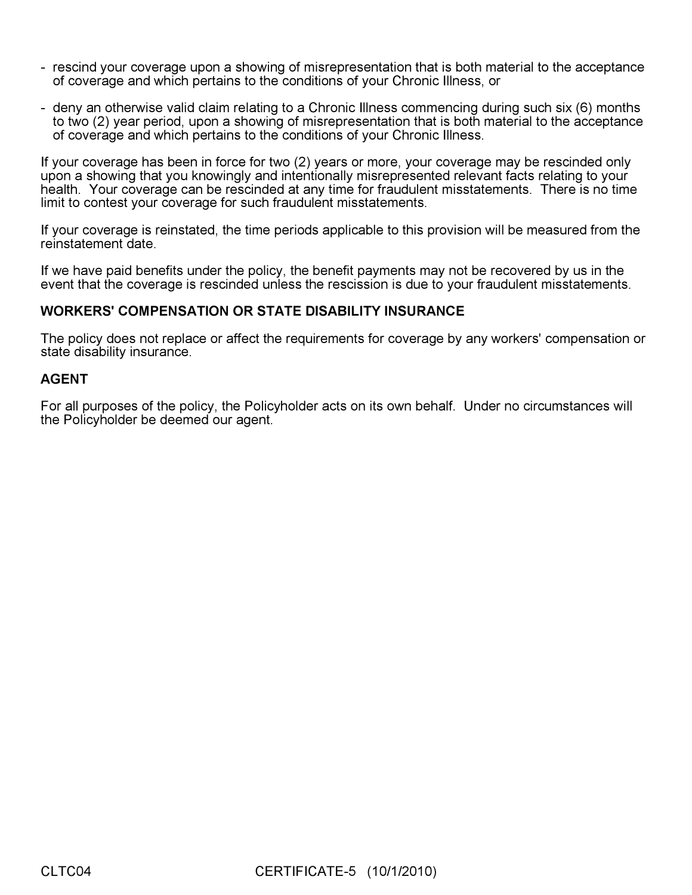- rescind your coverage upon a showing of misrepresentation that is both material to the acceptance of coverage and which pertains to the conditions of your Chronic Illness, or
- deny an otherwise valid claim relating to a Chronic Illness commencing during such six (6) months to two (2) year period, upon a showing of misrepresentation that is both material to the acceptance of coverage and which pertains to the conditions of your Chronic Illness.

If your coverage has been in force for two (2) years or more, your coverage may be rescinded only upon a showing that you knowingly and intentionally misrepresented relevant facts relating to your health. Your coverage can be rescinded at any time for fraudulent misstatements. There is no time limit to contest your coverage for such fraudulent misstatements.

If your coverage is reinstated, the time periods applicable to this provision will be measured from the reinstatement date.

If we have paid benefits under the policy, the benefit payments may not be recovered by us in the event that the coverage is rescinded unless the rescission is due to your fraudulent misstatements.

**WORKERS' COMPENSATION OR STATE DISABILITY INSURANCE**

The policy does not replace or affect the requirements for coverage by any workers' compensation or state disability insurance.

**AGENT**

For all purposes of the policy, the Policyholder acts on its own behalf. Under no circumstances will the Policyholder be deemed our agent.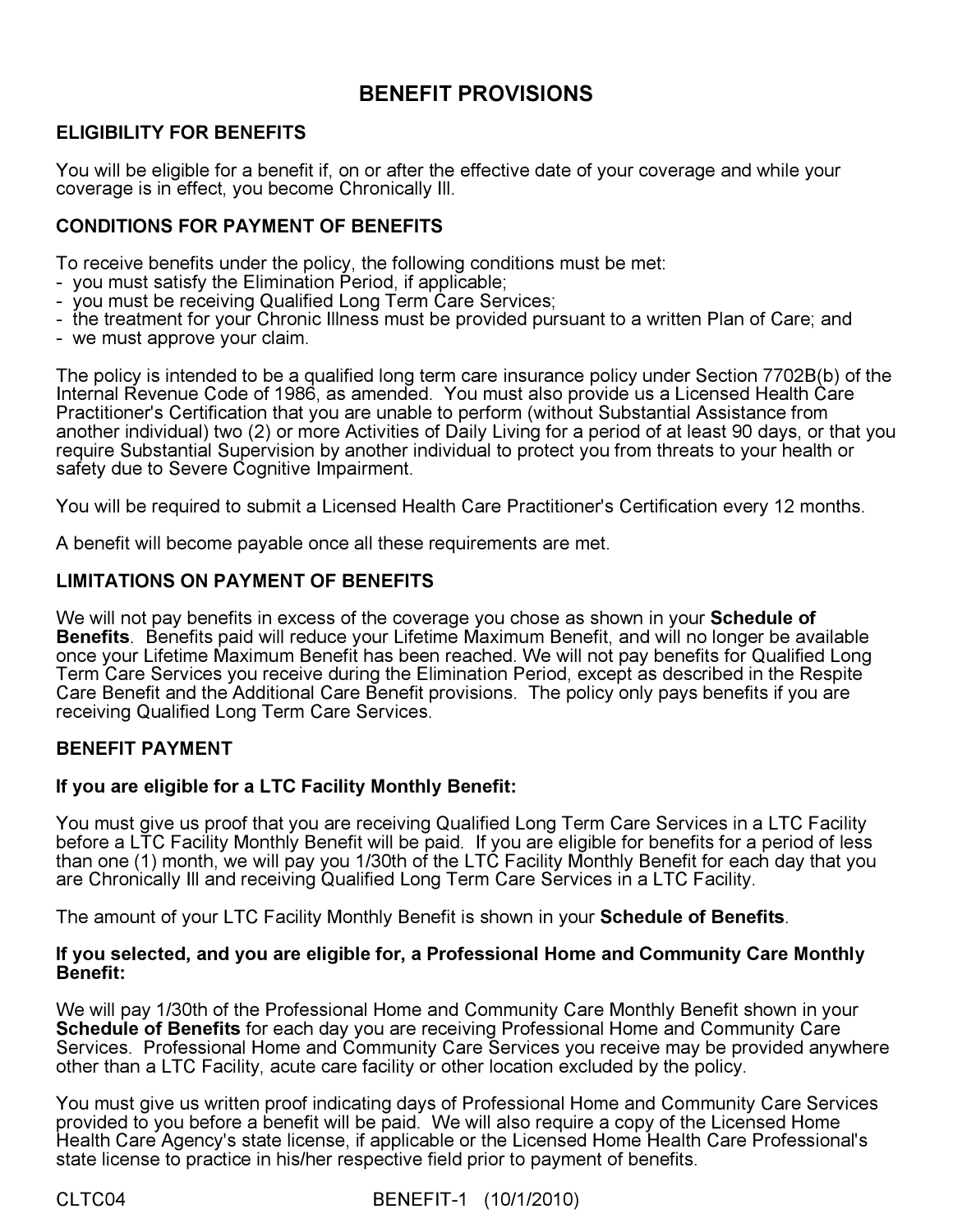# BENEFIT PROVISIONS

## ELIGIBILITY FOR BENEFITS

You will be eligible for a benefit if, on or after the effective date of your coverage and while your coverage is in effect, you become Chronically Ill.

## CONDITIONS FOR PAYMENT OF BENEFITS

To receive benefits under the policy, the following conditions must be met:

- you must satisfy the Elimination Period, if applicable;
- you must be receiving Qualified Long Term Care Services;
- the treatment for your Chronic Illness must be provided pursuant to a written Plan of Care; and
- we must approve your claim.

The policy is intended to be a qualified long term care insurance policy under Section 7702B(b) of the Internal Revenue Code of 1986, as amended. You must also provide us a Licensed Health Care Practitioner's Certification that you are unable to perform (without Substantial Assistance from another individual) two (2) or more Activities of Daily Living for a period of at least 90 days, or that you require Substantial Supervision by another individual to protect you from threats to your health or safety due to Severe Cognitive Impairment.

You will be required to submit a Licensed Health Care Practitioner's Certification every 12 months.

A benefit will become payable once all these requirements are met.

## LIMITATIONS ON PAYMENT OF BENEFITS

We will not pay benefits in excess of the coverage you chose as shown in your **Schedule of Benefits**. Benefits paid will reduce your Lifetime Maximum Benefit, and will no longer be available once your Lifetime Maximum Benefit has been reached. We will not pay benefits for Qualified Long Term Care Services you receive during the Elimination Period, except as described in the Respite Care Benefit and the Additional Care Benefit provisions. The policy only pays benefits if you are receiving Qualified Long Term Care Services.

## BENEFIT PAYMENT

### If you are eligible for a LTC Facility Monthly Benefit:

You must give us proof that you are receiving Qualified Long Term Care Services in a LTC Facility before a LTC Facility Monthly Benefit will be paid. If you are eligible for benefits for a period of less than one (1) month, we will pay you 1/30th of the LTC Facility Monthly Benefit for each day that you are Chronically Ill and receiving Qualified Long Term Care Services in a LTC Facility.

The amount of your LTC Facility Monthly Benefit is shown in your **Schedule of Benefits**.

### If you selected, and you are eligible for, a Professional Home and Community Care Monthly Benefit:

We will pay 1/30th of the Professional Home and Community Care Monthly Benefit shown in your **Schedule of Benefits** for each day you are receiving Professional Home and Community Care Services. Professional Home and Community Care Services you receive may be provided anywhere other than a LTC Facility, acute care facility or other location excluded by the policy.

You must give us written proof indicating days of Professional Home and Community Care Services provided to you before a benefit will be paid. We will also require a copy of the Licensed Home Health Care Agency's state license, if applicable or the Licensed Home Health Care Professional's state license to practice in his/her respective field prior to payment of benefits.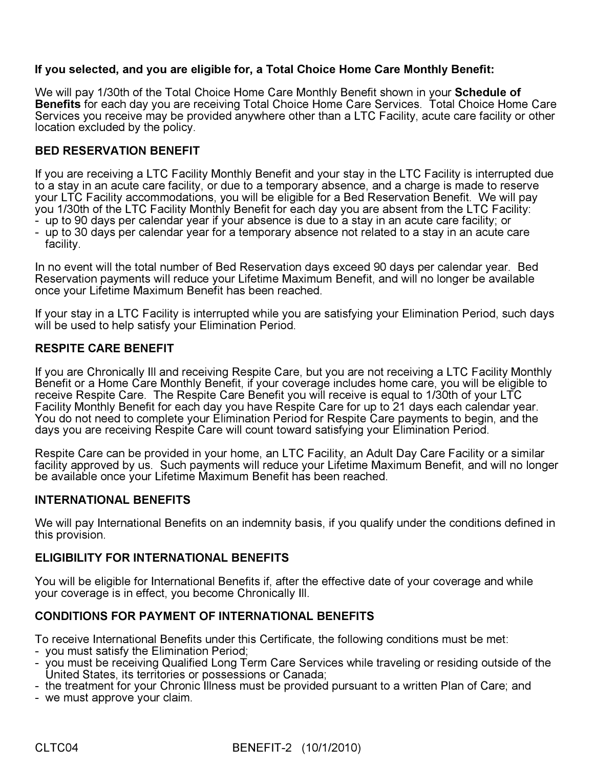**If you selected, and you are eligible for, a Total Choice Home Care Monthly Benefit:**

We will pay 1/30th of the Total Choice Home Care Monthly Benefit shown in your **Schedule of Benefits** for each day you are receiving Total Choice Home Care Services. Total Choice Home Care Services you receive may be provided anywhere other than a LTC Facility, acute care facility or other location excluded by the policy.

## BED RESERVATION BENEFIT

If you are receiving a LTC Facility Monthly Benefit and your stay in the LTC Facility is interrupted due to a stay in an acute care facility, or due to a temporary absence, and a charge is made to reserve your LTC Facility accommodations, you will be eligible for a Bed Reservation Benefit. We will pay you 1/30th of the LTC Facility Monthly Benefit for each day you are absent from the LTC Facility:

- up to 90 days per calendar year if your absence is due to a stay in an acute care facility; or
- up to 30 days per calendar year for a temporary absence not related to a stay in an acute care facility.

In no event will the total number of Bed Reservation days exceed 90 days per calendar year. Bed Reservation payments will reduce your Lifetime Maximum Benefit, and will no longer be available once your Lifetime Maximum Benefit has been reached.

If your stay in a LTC Facility is interrupted while you are satisfying your Elimination Period, such days will be used to help satisfy your Elimination Period.

## RESPITE CARE BENEFIT

If you are Chronically Ill and receiving Respite Care, but you are not receiving a LTC Facility Monthly Benefit or a Home Care Monthly Benefit, if your coverage includes home care, you will be eligible to receive Respite Care. The Respite Care Benefit you will receive is equal to 1/30th of your LTC Facility Monthly Benefit for each day you have Respite Care for up to 21 days each calendar year. You do not need to complete your Elimination Period for Respite Care payments to begin, and the days you are receiving Respite Care will count toward satisfying your Elimination Period.

Respite Care can be provided in your home, an LTC Facility, an Adult Day Care Facility or a similar facility approved by us. Such payments will reduce your Lifetime Maximum Benefit, and will no longer be available once your Lifetime Maximum Benefit has been reached.

## INTERNATIONAL BENEFITS

We will pay International Benefits on an indemnity basis, if you qualify under the conditions defined in this provision.

## ELIGIBILITY FOR INTERNATIONAL BENEFITS

You will be eligible for International Benefits if, after the effective date of your coverage and while your coverage is in effect, you become Chronically Ill.

## CONDITIONS FOR PAYMENT OF INTERNATIONAL BENEFITS

To receive International Benefits under this Certificate, the following conditions must be met:

- you must satisfy the Elimination Period;
- you must be receiving Qualified Long Term Care Services while traveling or residing outside of the United States, its territories or possessions or Canada;
- the treatment for your Chronic Illness must be provided pursuant to a written Plan of Care; and
- we must approve your claim.

CLTC04 BENEFIT-2 (10/1/2010)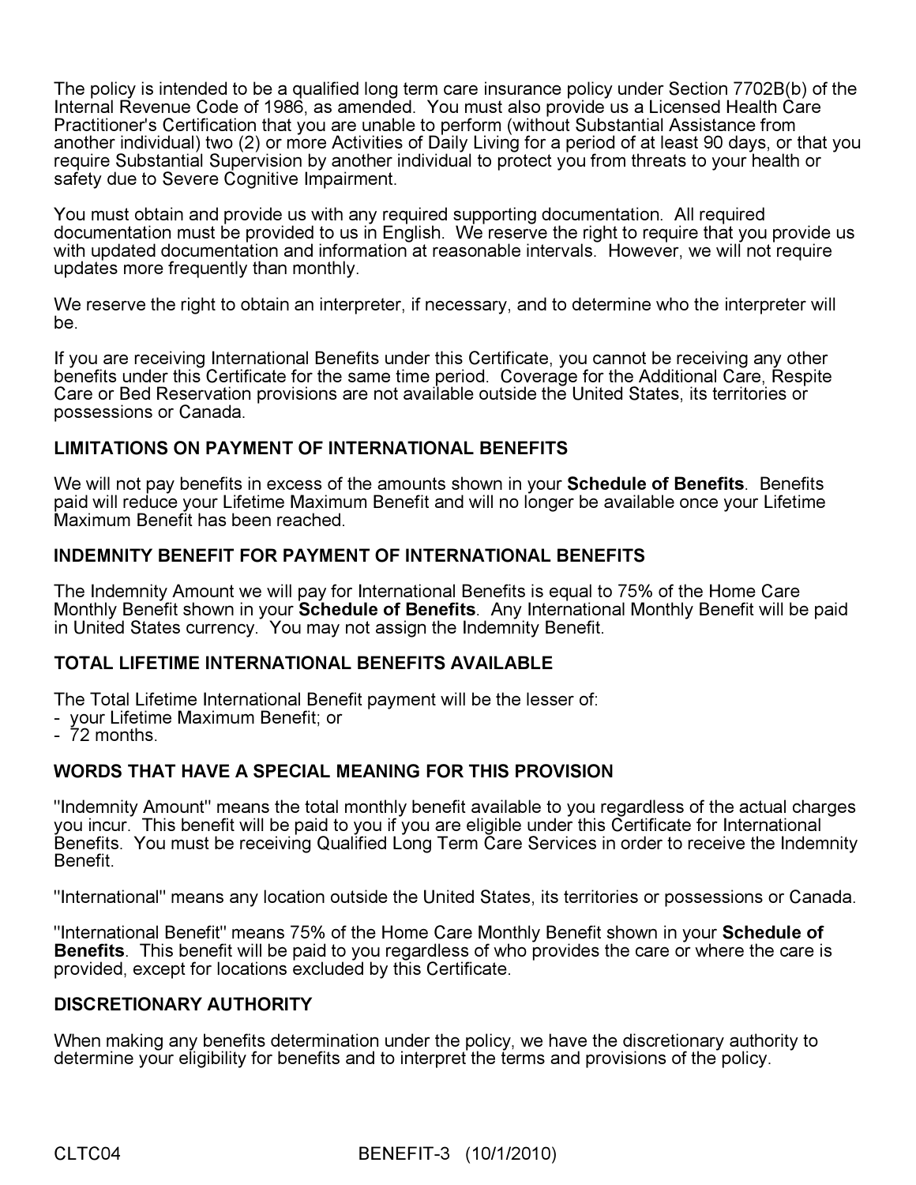The policy is intended to be a qualified long term care insurance policy under Section 7702B(b) of the Internal Revenue Code of 1986, as amended. You must also provide us a Licensed Health Care Practitioner's Certification that you are unable to perform (without Substantial Assistance from another individual) two (2) or more Activities of Daily Living for a period of at least 90 days, or that you require Substantial Supervision by another individual to protect you from threats to your health or safety due to Severe Cognitive Impairment.

You must obtain and provide us with any required supporting documentation. All required documentation must be provided to us in English. We reserve the right to require that you provide us with updated documentation and information at reasonable intervals. However, we will not require updates more frequently than monthly.

We reserve the right to obtain an interpreter, if necessary, and to determine who the interpreter will be.

If you are receiving International Benefits under this Certificate, you cannot be receiving any other benefits under this Certificate for the same time period. Coverage for the Additional Care, Respite Care or Bed Reservation provisions are not available outside the United States, its territories or possessions or Canada.

## LIMITATIONS ON PAYMENT OF INTERNATIONAL BENEFITS

We will not pay benefits in excess of the amounts shown in your **Schedule of Benefits**. Benefits paid will reduce your Lifetime Maximum Benefit and will no longer be available once your Lifetime Maximum Benefit has been reached.

## INDEMNITY BENEFIT FOR PAYMENT OF INTERNATIONAL BENEFITS

The Indemnity Amount we will pay for International Benefits is equal to 75% of the Home Care Monthly Benefit shown in your **Schedule of Benefits**. Any International Monthly Benefit will be paid in United States currency. You may not assign the Indemnity Benefit.

## TOTAL LIFETIME INTERNATIONAL BENEFITS AVAILABLE

The Total Lifetime International Benefit payment will be the lesser of:
- your Lifetime Maximum Benefit; or
- 72 months.

## WORDS THAT HAVE A SPECIAL MEANING FOR THIS PROVISION

"Indemnity Amount" means the total monthly benefit available to you regardless of the actual charges you incur. This benefit will be paid to you if you are eligible under this Certificate for International Benefits. You must be receiving Qualified Long Term Care Services in order to receive the Indemnity Benefit.

"International" means any location outside the United States, its territories or possessions or Canada.

"International Benefit" means 75% of the Home Care Monthly Benefit shown in your **Schedule of Benefits**. This benefit will be paid to you regardless of who provides the care or where the care is provided, except for locations excluded by this Certificate.

## DISCRETIONARY AUTHORITY

When making any benefits determination under the policy, we have the discretionary authority to determine your eligibility for benefits and to interpret the terms and provisions of the policy.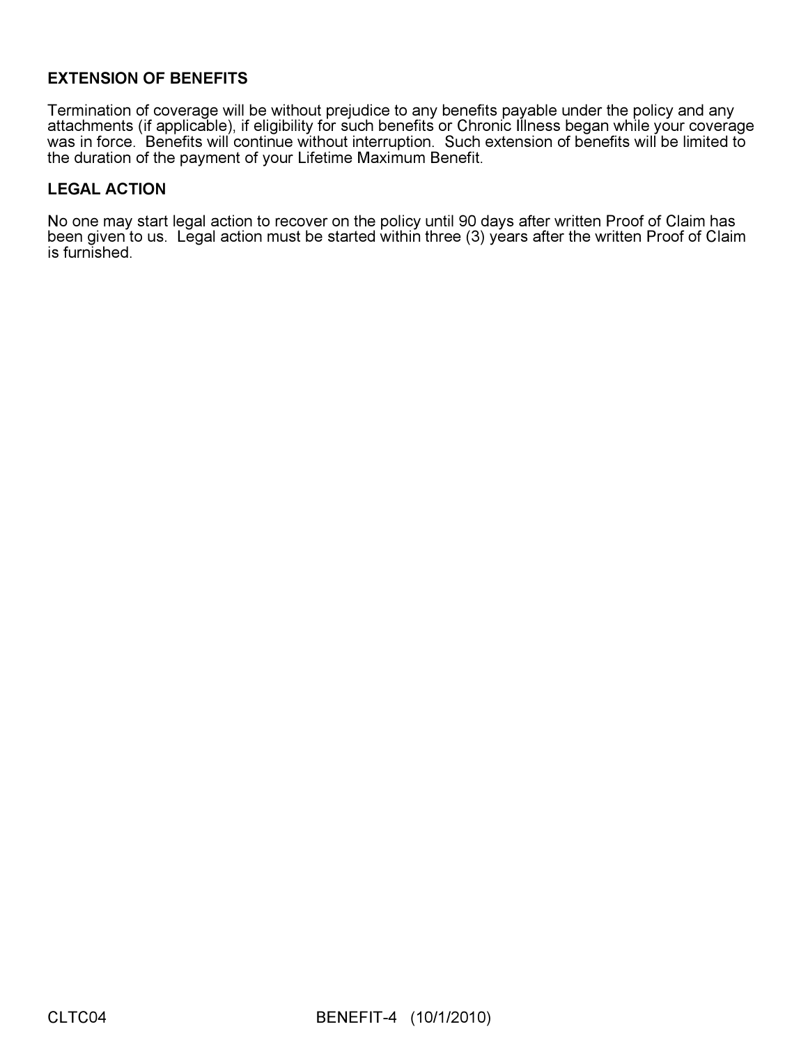**EXTENSION OF BENEFITS**

Termination of coverage will be without prejudice to any benefits payable under the policy and any attachments (if applicable), if eligibility for such benefits or Chronic Illness began while your coverage was in force. Benefits will continue without interruption. Such extension of benefits will be limited to the duration of the payment of your Lifetime Maximum Benefit.

**LEGAL ACTION**

No one may start legal action to recover on the policy until 90 days after written Proof of Claim has been given to us. Legal action must be started within three (3) years after the written Proof of Claim is furnished.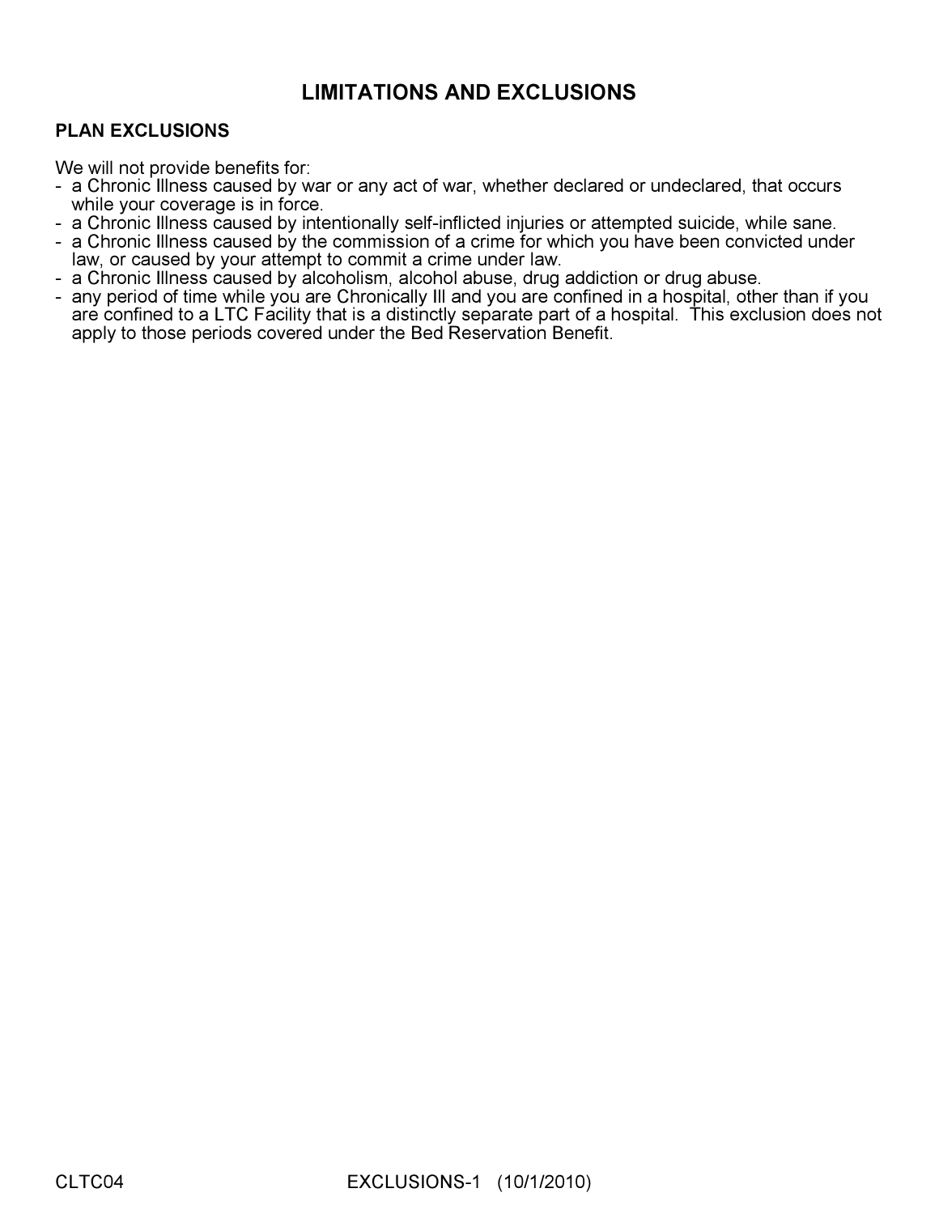# LIMITATIONS AND EXCLUSIONS

## PLAN EXCLUSIONS

We will not provide benefits for:

- a Chronic Illness caused by war or any act of war, whether declared or undeclared, that occurs while your coverage is in force.
- a Chronic Illness caused by intentionally self-inflicted injuries or attempted suicide, while sane.
- a Chronic Illness caused by the commission of a crime for which you have been convicted under law, or caused by your attempt to commit a crime under law.
- a Chronic Illness caused by alcoholism, alcohol abuse, drug addiction or drug abuse.
- any period of time while you are Chronically Ill and you are confined in a hospital, other than if you are confined to a LTC Facility that is a distinctly separate part of a hospital. This exclusion does not apply to those periods covered under the Bed Reservation Benefit.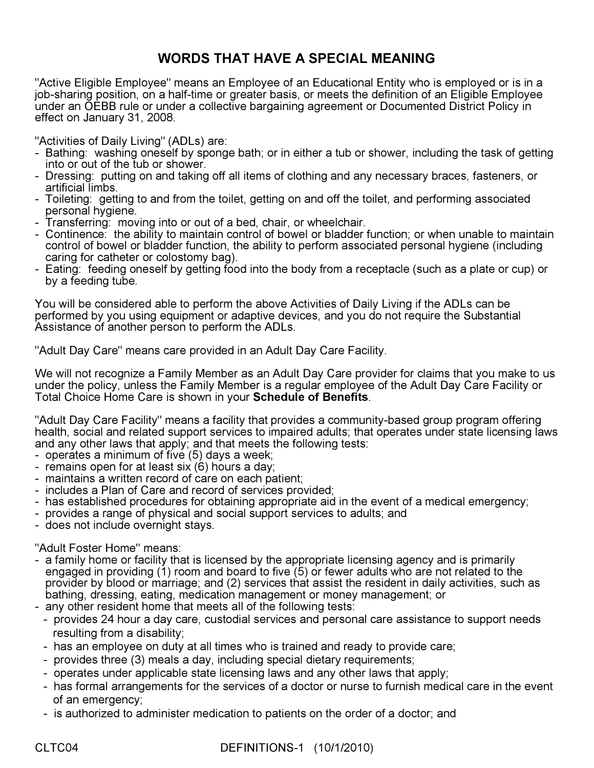# WORDS THAT HAVE A SPECIAL MEANING

"Active Eligible Employee" means an Employee of an Educational Entity who is employed or is in a job-sharing position, on a half-time or greater basis, or meets the definition of an Eligible Employee under an OEBB rule or under a collective bargaining agreement or Documented District Policy in effect on January 31, 2008.

"Activities of Daily Living" (ADLs) are:

- Bathing: washing oneself by sponge bath; or in either a tub or shower, including the task of getting into or out of the tub or shower.
- Dressing: putting on and taking off all items of clothing and any necessary braces, fasteners, or artificial limbs.
- Toileting: getting to and from the toilet, getting on and off the toilet, and performing associated personal hygiene.
- Transferring: moving into or out of a bed, chair, or wheelchair.
- Continence: the ability to maintain control of bowel or bladder function; or when unable to maintain control of bowel or bladder function, the ability to perform associated personal hygiene (including caring for catheter or colostomy bag).
- Eating: feeding oneself by getting food into the body from a receptacle (such as a plate or cup) or by a feeding tube.

You will be considered able to perform the above Activities of Daily Living if the ADLs can be performed by you using equipment or adaptive devices, and you do not require the Substantial Assistance of another person to perform the ADLs.

"Adult Day Care" means care provided in an Adult Day Care Facility.

We will not recognize a Family Member as an Adult Day Care provider for claims that you make to us under the policy, unless the Family Member is a regular employee of the Adult Day Care Facility or Total Choice Home Care is shown in your **Schedule of Benefits**.

"Adult Day Care Facility" means a facility that provides a community-based group program offering health, social and related support services to impaired adults; that operates under state licensing laws and any other laws that apply; and that meets the following tests:

- operates a minimum of five (5) days a week;
- remains open for at least six (6) hours a day;
- maintains a written record of care on each patient;
- includes a Plan of Care and record of services provided;
- has established procedures for obtaining appropriate aid in the event of a medical emergency;
- provides a range of physical and social support services to adults; and
- does not include overnight stays.

"Adult Foster Home" means:

- a family home or facility that is licensed by the appropriate licensing agency and is primarily engaged in providing (1) room and board to five (5) or fewer adults who are not related to the provider by blood or marriage; and (2) services that assist the resident in daily activities, such as bathing, dressing, eating, medication management or money management; or
- any other resident home that meets all of the following tests:
  - provides 24 hour a day care, custodial services and personal care assistance to support needs resulting from a disability;
  - has an employee on duty at all times who is trained and ready to provide care;
  - provides three (3) meals a day, including special dietary requirements;
  - operates under applicable state licensing laws and any other laws that apply;
  - has formal arrangements for the services of a doctor or nurse to furnish medical care in the event of an emergency;
  - is authorized to administer medication to patients on the order of a doctor; and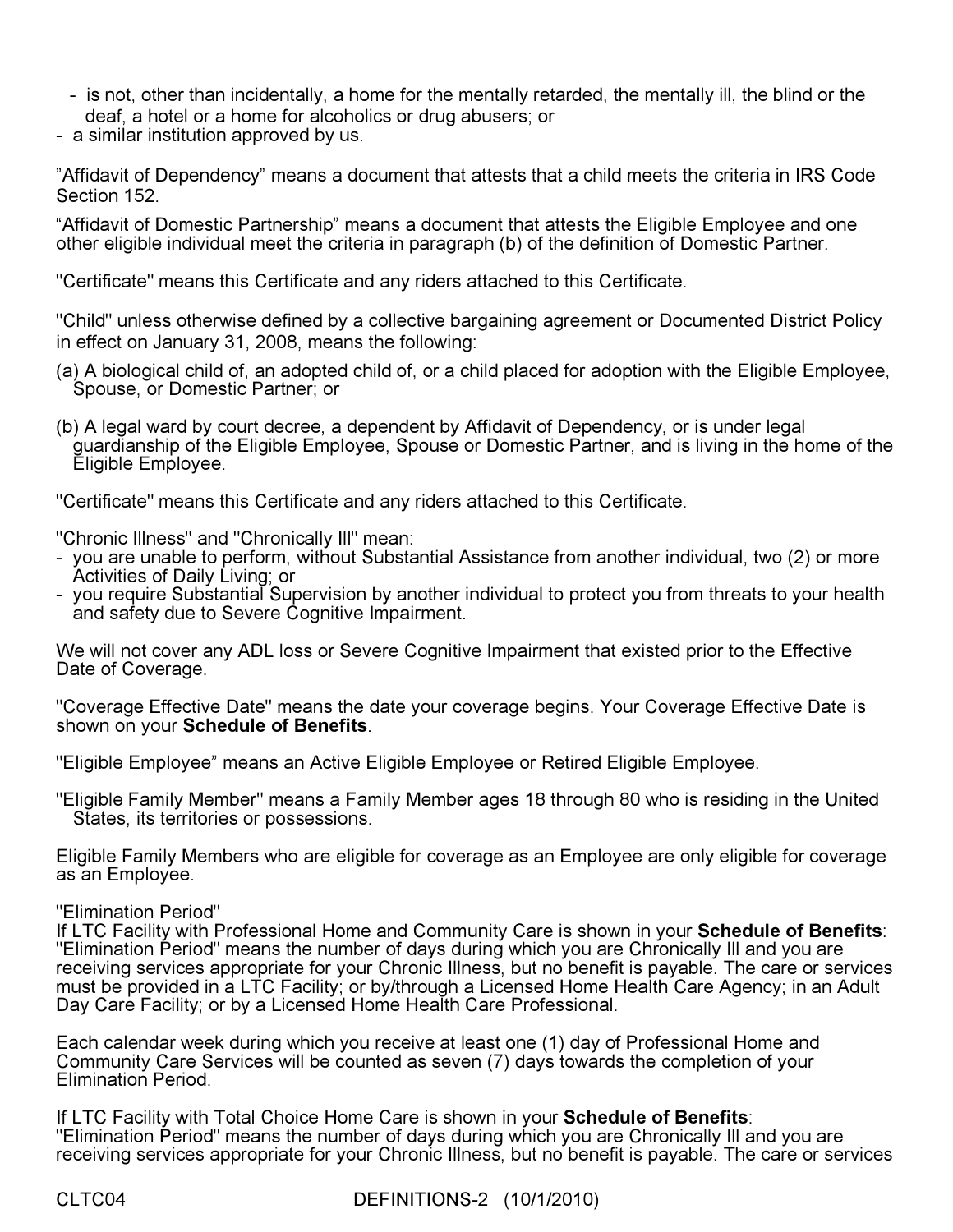- is not, other than incidentally, a home for the mentally retarded, the mentally ill, the blind or the deaf, a hotel or a home for alcoholics or drug abusers; or
- a similar institution approved by us.

"Affidavit of Dependency" means a document that attests that a child meets the criteria in IRS Code Section 152.

"Affidavit of Domestic Partnership" means a document that attests the Eligible Employee and one other eligible individual meet the criteria in paragraph (b) of the definition of Domestic Partner.

"Certificate" means this Certificate and any riders attached to this Certificate.

"Child" unless otherwise defined by a collective bargaining agreement or Documented District Policy in effect on January 31, 2008, means the following:

(a) A biological child of, an adopted child of, or a child placed for adoption with the Eligible Employee, Spouse, or Domestic Partner; or

(b) A legal ward by court decree, a dependent by Affidavit of Dependency, or is under legal guardianship of the Eligible Employee, Spouse or Domestic Partner, and is living in the home of the Eligible Employee.

"Certificate" means this Certificate and any riders attached to this Certificate.

"Chronic Illness" and "Chronically Ill" mean:

- you are unable to perform, without Substantial Assistance from another individual, two (2) or more Activities of Daily Living; or
- you require Substantial Supervision by another individual to protect you from threats to your health and safety due to Severe Cognitive Impairment.

We will not cover any ADL loss or Severe Cognitive Impairment that existed prior to the Effective Date of Coverage.

"Coverage Effective Date" means the date your coverage begins. Your Coverage Effective Date is shown on your **Schedule of Benefits**.

"Eligible Employee" means an Active Eligible Employee or Retired Eligible Employee.

"Eligible Family Member" means a Family Member ages 18 through 80 who is residing in the United States, its territories or possessions.

Eligible Family Members who are eligible for coverage as an Employee are only eligible for coverage as an Employee.

"Elimination Period"

If LTC Facility with Professional Home and Community Care is shown in your **Schedule of Benefits**: "Elimination Period" means the number of days during which you are Chronically Ill and you are receiving services appropriate for your Chronic Illness, but no benefit is payable. The care or services must be provided in a LTC Facility; or by/through a Licensed Home Health Care Agency; in an Adult Day Care Facility; or by a Licensed Home Health Care Professional.

Each calendar week during which you receive at least one (1) day of Professional Home and Community Care Services will be counted as seven (7) days towards the completion of your Elimination Period.

If LTC Facility with Total Choice Home Care is shown in your **Schedule of Benefits**: "Elimination Period" means the number of days during which you are Chronically Ill and you are receiving services appropriate for your Chronic Illness, but no benefit is payable. The care or services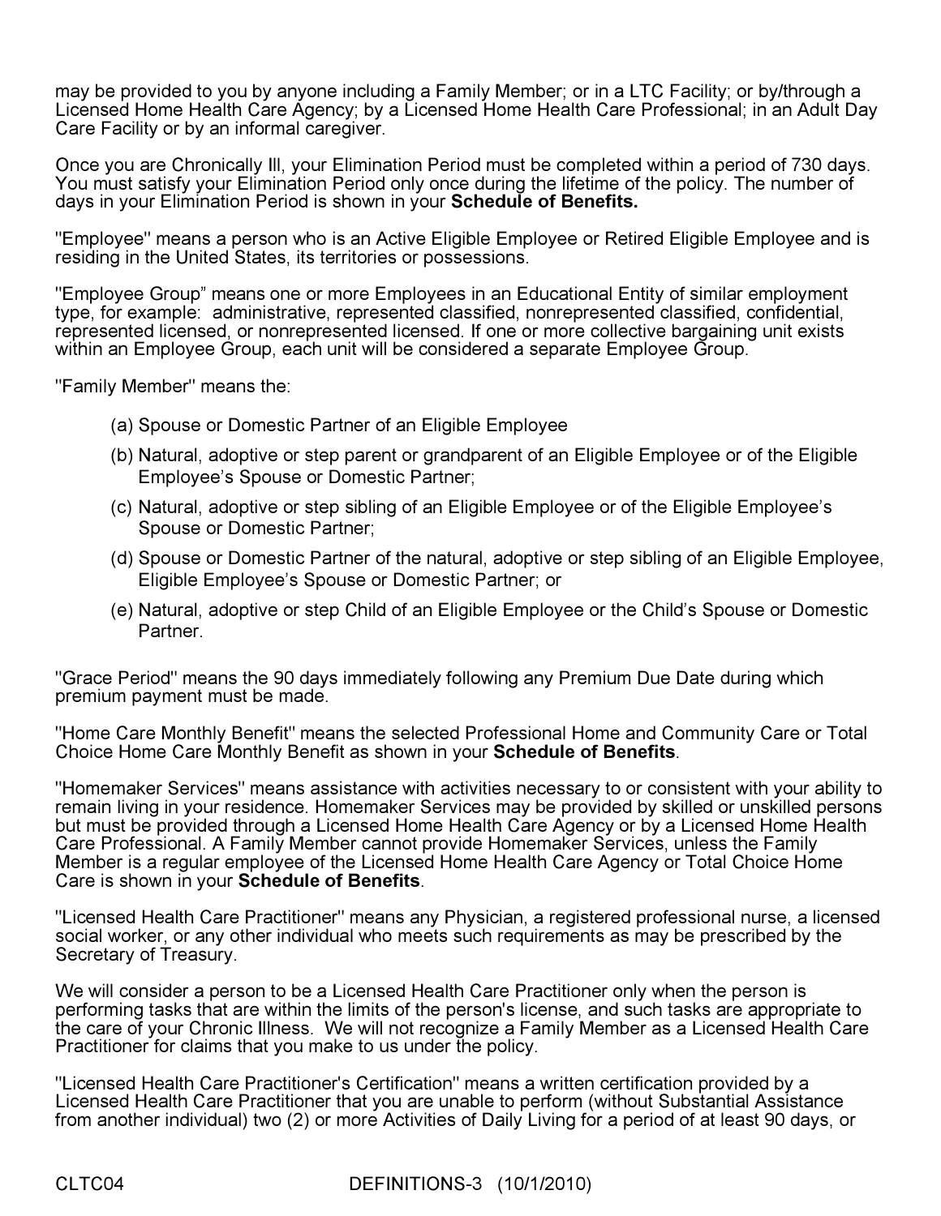may be provided to you by anyone including a Family Member; or in a LTC Facility; or by/through a Licensed Home Health Care Agency; by a Licensed Home Health Care Professional; in an Adult Day Care Facility or by an informal caregiver.

Once you are Chronically Ill, your Elimination Period must be completed within a period of 730 days. You must satisfy your Elimination Period only once during the lifetime of the policy. The number of days in your Elimination Period is shown in your **Schedule of Benefits.**

"Employee" means a person who is an Active Eligible Employee or Retired Eligible Employee and is residing in the United States, its territories or possessions.

"Employee Group" means one or more Employees in an Educational Entity of similar employment type, for example: administrative, represented classified, nonrepresented classified, confidential, represented licensed, or nonrepresented licensed. If one or more collective bargaining unit exists within an Employee Group, each unit will be considered a separate Employee Group.

"Family Member" means the:

(a) Spouse or Domestic Partner of an Eligible Employee

(b) Natural, adoptive or step parent or grandparent of an Eligible Employee or of the Eligible Employee's Spouse or Domestic Partner;

(c) Natural, adoptive or step sibling of an Eligible Employee or of the Eligible Employee's Spouse or Domestic Partner;

(d) Spouse or Domestic Partner of the natural, adoptive or step sibling of an Eligible Employee, Eligible Employee's Spouse or Domestic Partner; or

(e) Natural, adoptive or step Child of an Eligible Employee or the Child's Spouse or Domestic Partner.

"Grace Period" means the 90 days immediately following any Premium Due Date during which premium payment must be made.

"Home Care Monthly Benefit" means the selected Professional Home and Community Care or Total Choice Home Care Monthly Benefit as shown in your **Schedule of Benefits**.

"Homemaker Services" means assistance with activities necessary to or consistent with your ability to remain living in your residence. Homemaker Services may be provided by skilled or unskilled persons but must be provided through a Licensed Home Health Care Agency or by a Licensed Home Health Care Professional. A Family Member cannot provide Homemaker Services, unless the Family Member is a regular employee of the Licensed Home Health Care Agency or Total Choice Home Care is shown in your **Schedule of Benefits**.

"Licensed Health Care Practitioner" means any Physician, a registered professional nurse, a licensed social worker, or any other individual who meets such requirements as may be prescribed by the Secretary of Treasury.

We will consider a person to be a Licensed Health Care Practitioner only when the person is performing tasks that are within the limits of the person's license, and such tasks are appropriate to the care of your Chronic Illness. We will not recognize a Family Member as a Licensed Health Care Practitioner for claims that you make to us under the policy.

"Licensed Health Care Practitioner's Certification" means a written certification provided by a Licensed Health Care Practitioner that you are unable to perform (without Substantial Assistance from another individual) two (2) or more Activities of Daily Living for a period of at least 90 days, or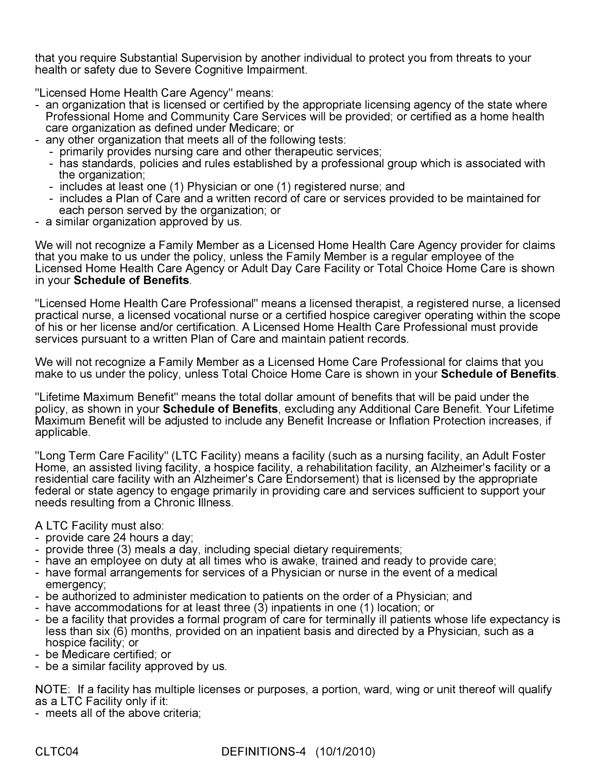that you require Substantial Supervision by another individual to protect you from threats to your health or safety due to Severe Cognitive Impairment.

"Licensed Home Health Care Agency" means:

- an organization that is licensed or certified by the appropriate licensing agency of the state where Professional Home and Community Care Services will be provided; or certified as a home health care organization as defined under Medicare; or
- any other organization that meets all of the following tests:
  - primarily provides nursing care and other therapeutic services;
  - has standards, policies and rules established by a professional group which is associated with the organization;
  - includes at least one (1) Physician or one (1) registered nurse; and
  - includes a Plan of Care and a written record of care or services provided to be maintained for each person served by the organization; or
- a similar organization approved by us.

We will not recognize a Family Member as a Licensed Home Health Care Agency provider for claims that you make to us under the policy, unless the Family Member is a regular employee of the Licensed Home Health Care Agency or Adult Day Care Facility or Total Choice Home Care is shown in your **Schedule of Benefits**.

"Licensed Home Health Care Professional" means a licensed therapist, a registered nurse, a licensed practical nurse, a licensed vocational nurse or a certified hospice caregiver operating within the scope of his or her license and/or certification. A Licensed Home Health Care Professional must provide services pursuant to a written Plan of Care and maintain patient records.

We will not recognize a Family Member as a Licensed Home Care Professional for claims that you make to us under the policy, unless Total Choice Home Care is shown in your **Schedule of Benefits**.

"Lifetime Maximum Benefit" means the total dollar amount of benefits that will be paid under the policy, as shown in your **Schedule of Benefits**, excluding any Additional Care Benefit. Your Lifetime Maximum Benefit will be adjusted to include any Benefit Increase or Inflation Protection increases, if applicable.

"Long Term Care Facility" (LTC Facility) means a facility (such as a nursing facility, an Adult Foster Home, an assisted living facility, a hospice facility, a rehabilitation facility, an Alzheimer's facility or a residential care facility with an Alzheimer's Care Endorsement) that is licensed by the appropriate federal or state agency to engage primarily in providing care and services sufficient to support your needs resulting from a Chronic Illness.

A LTC Facility must also:

- provide care 24 hours a day;
- provide three (3) meals a day, including special dietary requirements;
- have an employee on duty at all times who is awake, trained and ready to provide care;
- have formal arrangements for services of a Physician or nurse in the event of a medical emergency;
- be authorized to administer medication to patients on the order of a Physician; and
- have accommodations for at least three (3) inpatients in one (1) location; or
- be a facility that provides a formal program of care for terminally ill patients whose life expectancy is less than six (6) months, provided on an inpatient basis and directed by a Physician, such as a hospice facility; or
- be Medicare certified; or
- be a similar facility approved by us.

NOTE: If a facility has multiple licenses or purposes, a portion, ward, wing or unit thereof will qualify as a LTC Facility only if it:

- meets all of the above criteria;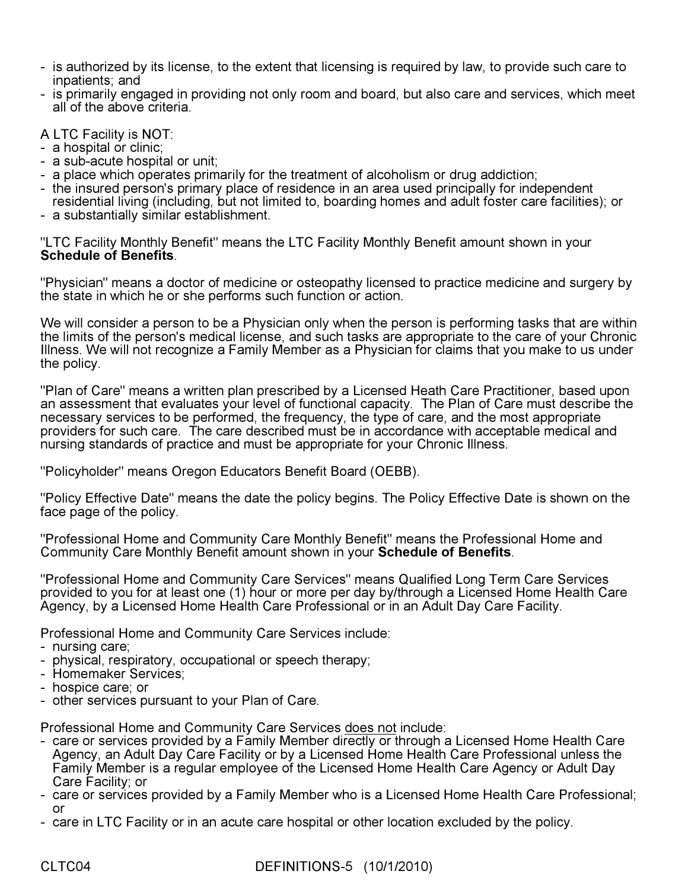- is authorized by its license, to the extent that licensing is required by law, to provide such care to inpatients; and
- is primarily engaged in providing not only room and board, but also care and services, which meet all of the above criteria.

A LTC Facility is NOT:
- a hospital or clinic;
- a sub-acute hospital or unit;
- a place which operates primarily for the treatment of alcoholism or drug addiction;
- the insured person's primary place of residence in an area used principally for independent residential living (including, but not limited to, boarding homes and adult foster care facilities); or
- a substantially similar establishment.

"LTC Facility Monthly Benefit" means the LTC Facility Monthly Benefit amount shown in your **Schedule of Benefits**.

"Physician" means a doctor of medicine or osteopathy licensed to practice medicine and surgery by the state in which he or she performs such function or action.

We will consider a person to be a Physician only when the person is performing tasks that are within the limits of the person's medical license, and such tasks are appropriate to the care of your Chronic Illness. We will not recognize a Family Member as a Physician for claims that you make to us under the policy.

"Plan of Care" means a written plan prescribed by a Licensed Heath Care Practitioner, based upon an assessment that evaluates your level of functional capacity. The Plan of Care must describe the necessary services to be performed, the frequency, the type of care, and the most appropriate providers for such care. The care described must be in accordance with acceptable medical and nursing standards of practice and must be appropriate for your Chronic Illness.

"Policyholder" means Oregon Educators Benefit Board (OEBB).

"Policy Effective Date" means the date the policy begins. The Policy Effective Date is shown on the face page of the policy.

"Professional Home and Community Care Monthly Benefit" means the Professional Home and Community Care Monthly Benefit amount shown in your **Schedule of Benefits**.

"Professional Home and Community Care Services" means Qualified Long Term Care Services provided to you for at least one (1) hour or more per day by/through a Licensed Home Health Care Agency, by a Licensed Home Health Care Professional or in an Adult Day Care Facility.

Professional Home and Community Care Services include:
- nursing care;
- physical, respiratory, occupational or speech therapy;
- Homemaker Services;
- hospice care; or
- other services pursuant to your Plan of Care.

Professional Home and Community Care Services does not include:
- care or services provided by a Family Member directly or through a Licensed Home Health Care Agency, an Adult Day Care Facility or by a Licensed Home Health Care Professional unless the Family Member is a regular employee of the Licensed Home Health Care Agency or Adult Day Care Facility; or
- care or services provided by a Family Member who is a Licensed Home Health Care Professional; or
- care in LTC Facility or in an acute care hospital or other location excluded by the policy.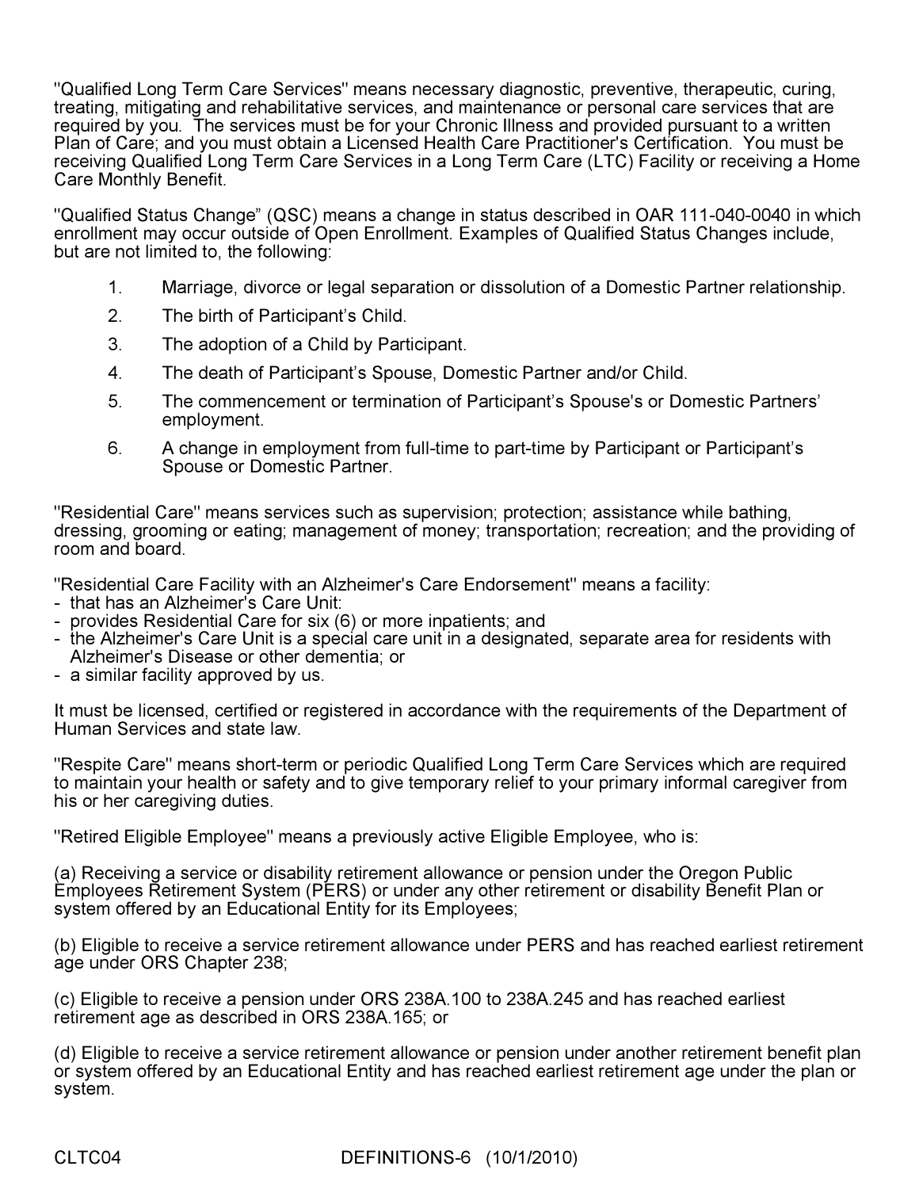"Qualified Long Term Care Services" means necessary diagnostic, preventive, therapeutic, curing, treating, mitigating and rehabilitative services, and maintenance or personal care services that are required by you. The services must be for your Chronic Illness and provided pursuant to a written Plan of Care; and you must obtain a Licensed Health Care Practitioner's Certification. You must be receiving Qualified Long Term Care Services in a Long Term Care (LTC) Facility or receiving a Home Care Monthly Benefit.

"Qualified Status Change" (QSC) means a change in status described in OAR 111-040-0040 in which enrollment may occur outside of Open Enrollment. Examples of Qualified Status Changes include, but are not limited to, the following:

1. Marriage, divorce or legal separation or dissolution of a Domestic Partner relationship.
2. The birth of Participant's Child.
3. The adoption of a Child by Participant.
4. The death of Participant's Spouse, Domestic Partner and/or Child.
5. The commencement or termination of Participant's Spouse's or Domestic Partners' employment.
6. A change in employment from full-time to part-time by Participant or Participant's Spouse or Domestic Partner.

"Residential Care" means services such as supervision; protection; assistance while bathing, dressing, grooming or eating; management of money; transportation; recreation; and the providing of room and board.

"Residential Care Facility with an Alzheimer's Care Endorsement" means a facility:

- that has an Alzheimer's Care Unit:
- provides Residential Care for six (6) or more inpatients; and
- the Alzheimer's Care Unit is a special care unit in a designated, separate area for residents with Alzheimer's Disease or other dementia; or
- a similar facility approved by us.

It must be licensed, certified or registered in accordance with the requirements of the Department of Human Services and state law.

"Respite Care" means short-term or periodic Qualified Long Term Care Services which are required to maintain your health or safety and to give temporary relief to your primary informal caregiver from his or her caregiving duties.

"Retired Eligible Employee" means a previously active Eligible Employee, who is:

(a) Receiving a service or disability retirement allowance or pension under the Oregon Public Employees Retirement System (PERS) or under any other retirement or disability Benefit Plan or system offered by an Educational Entity for its Employees;

(b) Eligible to receive a service retirement allowance under PERS and has reached earliest retirement age under ORS Chapter 238;

(c) Eligible to receive a pension under ORS 238A.100 to 238A.245 and has reached earliest retirement age as described in ORS 238A.165; or

(d) Eligible to receive a service retirement allowance or pension under another retirement benefit plan or system offered by an Educational Entity and has reached earliest retirement age under the plan or system.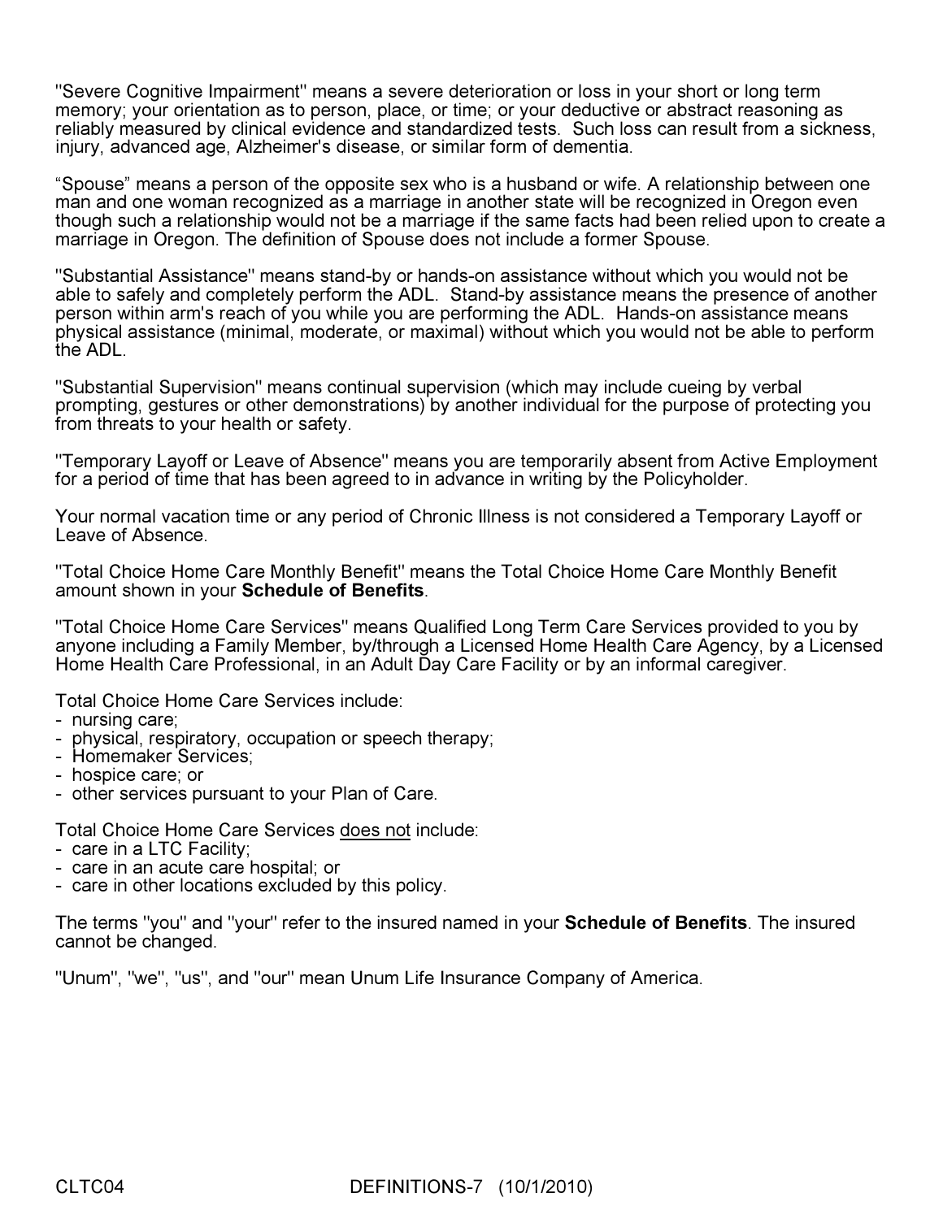"Severe Cognitive Impairment" means a severe deterioration or loss in your short or long term memory; your orientation as to person, place, or time; or your deductive or abstract reasoning as reliably measured by clinical evidence and standardized tests. Such loss can result from a sickness, injury, advanced age, Alzheimer's disease, or similar form of dementia.

"Spouse" means a person of the opposite sex who is a husband or wife. A relationship between one man and one woman recognized as a marriage in another state will be recognized in Oregon even though such a relationship would not be a marriage if the same facts had been relied upon to create a marriage in Oregon. The definition of Spouse does not include a former Spouse.

"Substantial Assistance" means stand-by or hands-on assistance without which you would not be able to safely and completely perform the ADL. Stand-by assistance means the presence of another person within arm's reach of you while you are performing the ADL. Hands-on assistance means physical assistance (minimal, moderate, or maximal) without which you would not be able to perform the ADL.

"Substantial Supervision" means continual supervision (which may include cueing by verbal prompting, gestures or other demonstrations) by another individual for the purpose of protecting you from threats to your health or safety.

"Temporary Layoff or Leave of Absence" means you are temporarily absent from Active Employment for a period of time that has been agreed to in advance in writing by the Policyholder.

Your normal vacation time or any period of Chronic Illness is not considered a Temporary Layoff or Leave of Absence.

"Total Choice Home Care Monthly Benefit" means the Total Choice Home Care Monthly Benefit amount shown in your **Schedule of Benefits**.

"Total Choice Home Care Services" means Qualified Long Term Care Services provided to you by anyone including a Family Member, by/through a Licensed Home Health Care Agency, by a Licensed Home Health Care Professional, in an Adult Day Care Facility or by an informal caregiver.

Total Choice Home Care Services include:
- nursing care;
- physical, respiratory, occupation or speech therapy;
- Homemaker Services;
- hospice care; or
- other services pursuant to your Plan of Care.

Total Choice Home Care Services <u>does not</u> include:
- care in a LTC Facility;
- care in an acute care hospital; or
- care in other locations excluded by this policy.

The terms "you" and "your" refer to the insured named in your **Schedule of Benefits**. The insured cannot be changed.

"Unum", "we", "us", and "our" mean Unum Life Insurance Company of America.

CLTC04 DEFINITIONS-7 (10/1/2010)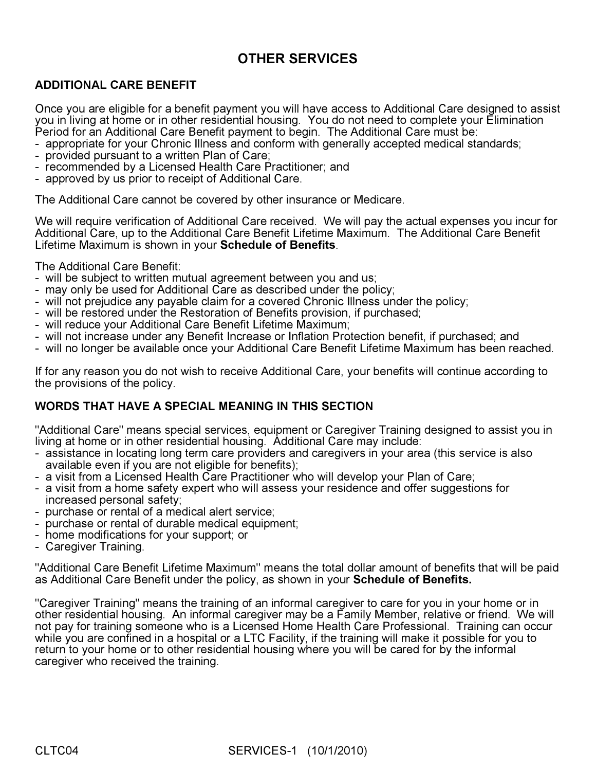# OTHER SERVICES

## ADDITIONAL CARE BENEFIT

Once you are eligible for a benefit payment you will have access to Additional Care designed to assist you in living at home or in other residential housing. You do not need to complete your Elimination Period for an Additional Care Benefit payment to begin. The Additional Care must be:
- appropriate for your Chronic Illness and conform with generally accepted medical standards;
- provided pursuant to a written Plan of Care;
- recommended by a Licensed Health Care Practitioner; and
- approved by us prior to receipt of Additional Care.

The Additional Care cannot be covered by other insurance or Medicare.

We will require verification of Additional Care received. We will pay the actual expenses you incur for Additional Care, up to the Additional Care Benefit Lifetime Maximum. The Additional Care Benefit Lifetime Maximum is shown in your **Schedule of Benefits**.

The Additional Care Benefit:
- will be subject to written mutual agreement between you and us;
- may only be used for Additional Care as described under the policy;
- will not prejudice any payable claim for a covered Chronic Illness under the policy;
- will be restored under the Restoration of Benefits provision, if purchased;
- will reduce your Additional Care Benefit Lifetime Maximum;
- will not increase under any Benefit Increase or Inflation Protection benefit, if purchased; and
- will no longer be available once your Additional Care Benefit Lifetime Maximum has been reached.

If for any reason you do not wish to receive Additional Care, your benefits will continue according to the provisions of the policy.

## WORDS THAT HAVE A SPECIAL MEANING IN THIS SECTION

"Additional Care" means special services, equipment or Caregiver Training designed to assist you in living at home or in other residential housing. Additional Care may include:
- assistance in locating long term care providers and caregivers in your area (this service is also available even if you are not eligible for benefits);
- a visit from a Licensed Health Care Practitioner who will develop your Plan of Care;
- a visit from a home safety expert who will assess your residence and offer suggestions for increased personal safety;
- purchase or rental of a medical alert service;
- purchase or rental of durable medical equipment;
- home modifications for your support; or
- Caregiver Training.

"Additional Care Benefit Lifetime Maximum" means the total dollar amount of benefits that will be paid as Additional Care Benefit under the policy, as shown in your **Schedule of Benefits.**

"Caregiver Training" means the training of an informal caregiver to care for you in your home or in other residential housing. An informal caregiver may be a Family Member, relative or friend. We will not pay for training someone who is a Licensed Home Health Care Professional. Training can occur while you are confined in a hospital or a LTC Facility, if the training will make it possible for you to return to your home or to other residential housing where you will be cared for by the informal caregiver who received the training.

CLTC04 SERVICES-1 (10/1/2010)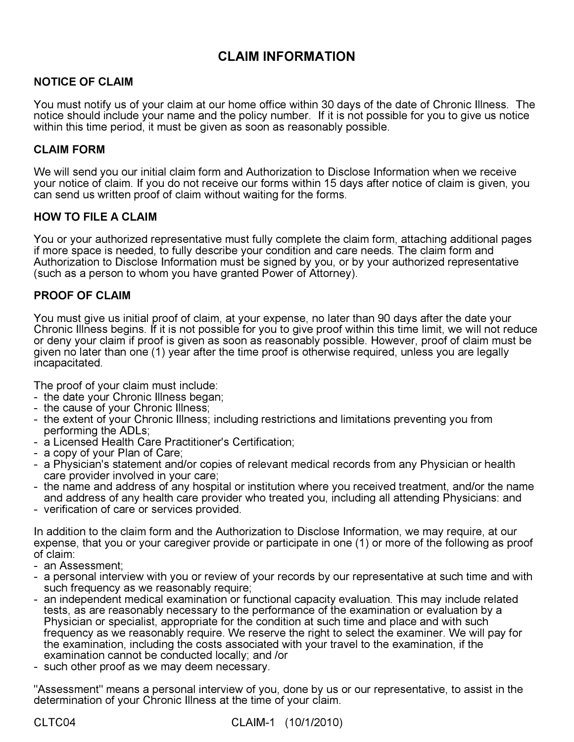# CLAIM INFORMATION

## NOTICE OF CLAIM

You must notify us of your claim at our home office within 30 days of the date of Chronic Illness. The notice should include your name and the policy number. If it is not possible for you to give us notice within this time period, it must be given as soon as reasonably possible.

## CLAIM FORM

We will send you our initial claim form and Authorization to Disclose Information when we receive your notice of claim. If you do not receive our forms within 15 days after notice of claim is given, you can send us written proof of claim without waiting for the forms.

## HOW TO FILE A CLAIM

You or your authorized representative must fully complete the claim form, attaching additional pages if more space is needed, to fully describe your condition and care needs. The claim form and Authorization to Disclose Information must be signed by you, or by your authorized representative (such as a person to whom you have granted Power of Attorney).

## PROOF OF CLAIM

You must give us initial proof of claim, at your expense, no later than 90 days after the date your Chronic Illness begins. If it is not possible for you to give proof within this time limit, we will not reduce or deny your claim if proof is given as soon as reasonably possible. However, proof of claim must be given no later than one (1) year after the time proof is otherwise required, unless you are legally incapacitated.

The proof of your claim must include:
- the date your Chronic Illness began;
- the cause of your Chronic Illness;
- the extent of your Chronic Illness; including restrictions and limitations preventing you from performing the ADLs;
- a Licensed Health Care Practitioner's Certification;
- a copy of your Plan of Care;
- a Physician's statement and/or copies of relevant medical records from any Physician or health care provider involved in your care;
- the name and address of any hospital or institution where you received treatment, and/or the name and address of any health care provider who treated you, including all attending Physicians: and
- verification of care or services provided.

In addition to the claim form and the Authorization to Disclose Information, we may require, at our expense, that you or your caregiver provide or participate in one (1) or more of the following as proof of claim:
- an Assessment;
- a personal interview with you or review of your records by our representative at such time and with such frequency as we reasonably require;
- an independent medical examination or functional capacity evaluation. This may include related tests, as are reasonably necessary to the performance of the examination or evaluation by a Physician or specialist, appropriate for the condition at such time and place and with such frequency as we reasonably require. We reserve the right to select the examiner. We will pay for the examination, including the costs associated with your travel to the examination, if the examination cannot be conducted locally; and /or
- such other proof as we may deem necessary.

"Assessment" means a personal interview of you, done by us or our representative, to assist in the determination of your Chronic Illness at the time of your claim.

CLTC04 CLAIM-1 (10/1/2010)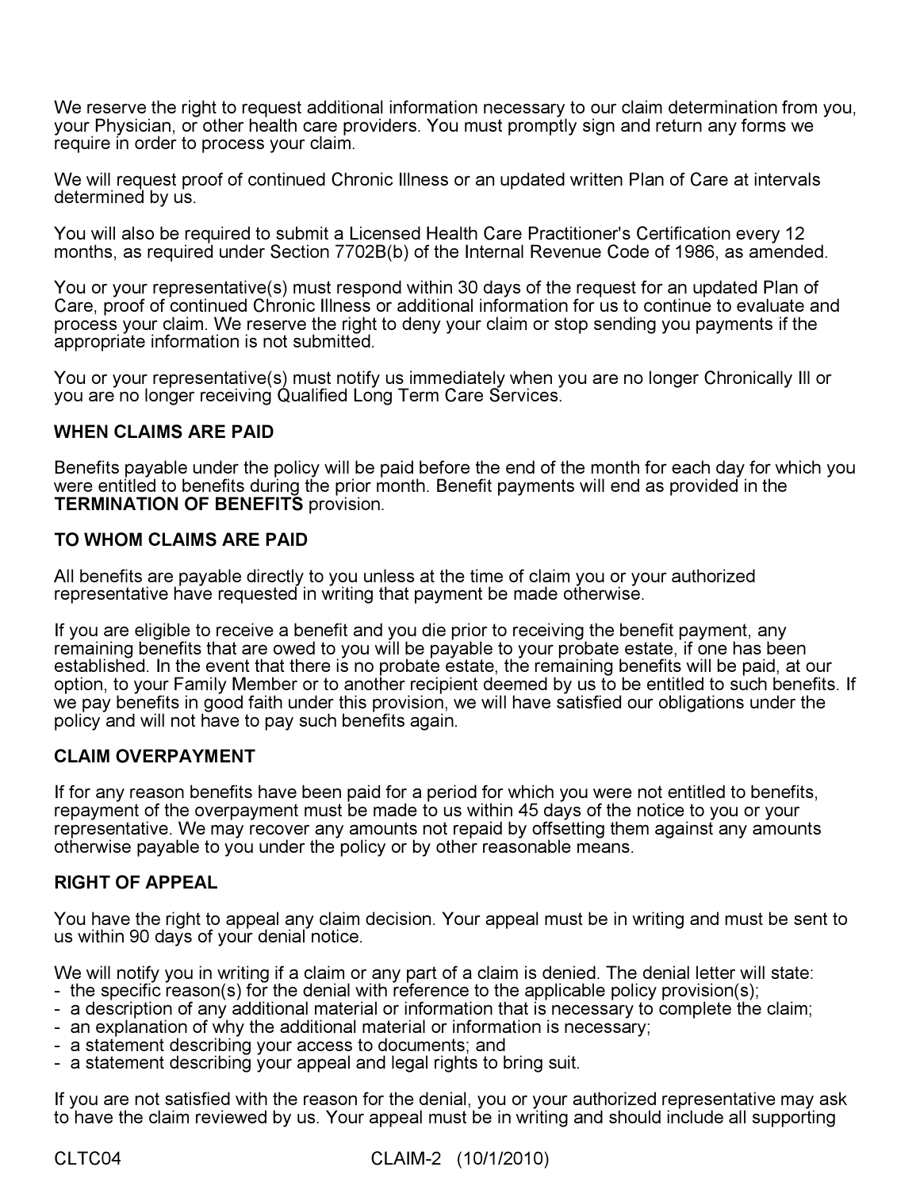We reserve the right to request additional information necessary to our claim determination from you, your Physician, or other health care providers. You must promptly sign and return any forms we require in order to process your claim.

We will request proof of continued Chronic Illness or an updated written Plan of Care at intervals determined by us.

You will also be required to submit a Licensed Health Care Practitioner's Certification every 12 months, as required under Section 7702B(b) of the Internal Revenue Code of 1986, as amended.

You or your representative(s) must respond within 30 days of the request for an updated Plan of Care, proof of continued Chronic Illness or additional information for us to continue to evaluate and process your claim. We reserve the right to deny your claim or stop sending you payments if the appropriate information is not submitted.

You or your representative(s) must notify us immediately when you are no longer Chronically Ill or you are no longer receiving Qualified Long Term Care Services.

**WHEN CLAIMS ARE PAID**

Benefits payable under the policy will be paid before the end of the month for each day for which you were entitled to benefits during the prior month. Benefit payments will end as provided in the **TERMINATION OF BENEFITS** provision.

**TO WHOM CLAIMS ARE PAID**

All benefits are payable directly to you unless at the time of claim you or your authorized representative have requested in writing that payment be made otherwise.

If you are eligible to receive a benefit and you die prior to receiving the benefit payment, any remaining benefits that are owed to you will be payable to your probate estate, if one has been established. In the event that there is no probate estate, the remaining benefits will be paid, at our option, to your Family Member or to another recipient deemed by us to be entitled to such benefits. If we pay benefits in good faith under this provision, we will have satisfied our obligations under the policy and will not have to pay such benefits again.

**CLAIM OVERPAYMENT**

If for any reason benefits have been paid for a period for which you were not entitled to benefits, repayment of the overpayment must be made to us within 45 days of the notice to you or your representative. We may recover any amounts not repaid by offsetting them against any amounts otherwise payable to you under the policy or by other reasonable means.

**RIGHT OF APPEAL**

You have the right to appeal any claim decision. Your appeal must be in writing and must be sent to us within 90 days of your denial notice.

We will notify you in writing if a claim or any part of a claim is denied. The denial letter will state:
- the specific reason(s) for the denial with reference to the applicable policy provision(s);
- a description of any additional material or information that is necessary to complete the claim;
- an explanation of why the additional material or information is necessary;
- a statement describing your access to documents; and
- a statement describing your appeal and legal rights to bring suit.

If you are not satisfied with the reason for the denial, you or your authorized representative may ask to have the claim reviewed by us. Your appeal must be in writing and should include all supporting

CLTC04 CLAIM-2 (10/1/2010)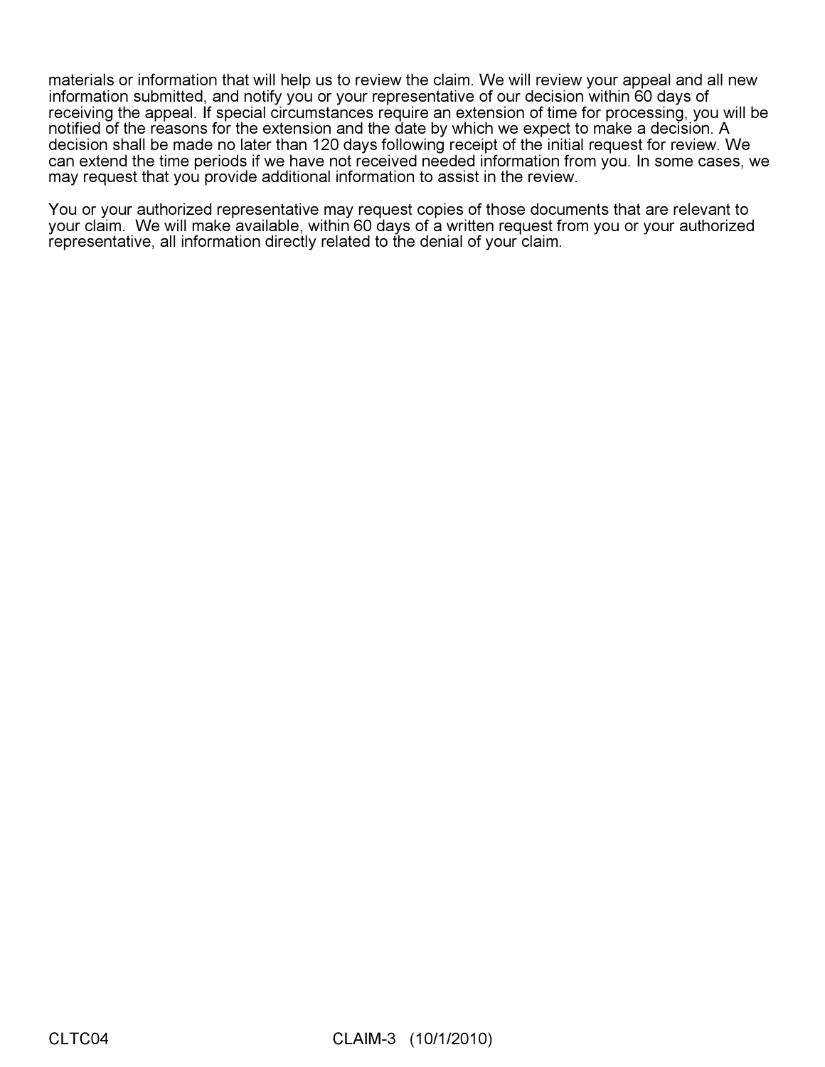materials or information that will help us to review the claim. We will review your appeal and all new information submitted, and notify you or your representative of our decision within 60 days of receiving the appeal. If special circumstances require an extension of time for processing, you will be notified of the reasons for the extension and the date by which we expect to make a decision. A decision shall be made no later than 120 days following receipt of the initial request for review. We can extend the time periods if we have not received needed information from you. In some cases, we may request that you provide additional information to assist in the review.

You or your authorized representative may request copies of those documents that are relevant to your claim. We will make available, within 60 days of a written request from you or your authorized representative, all information directly related to the denial of your claim.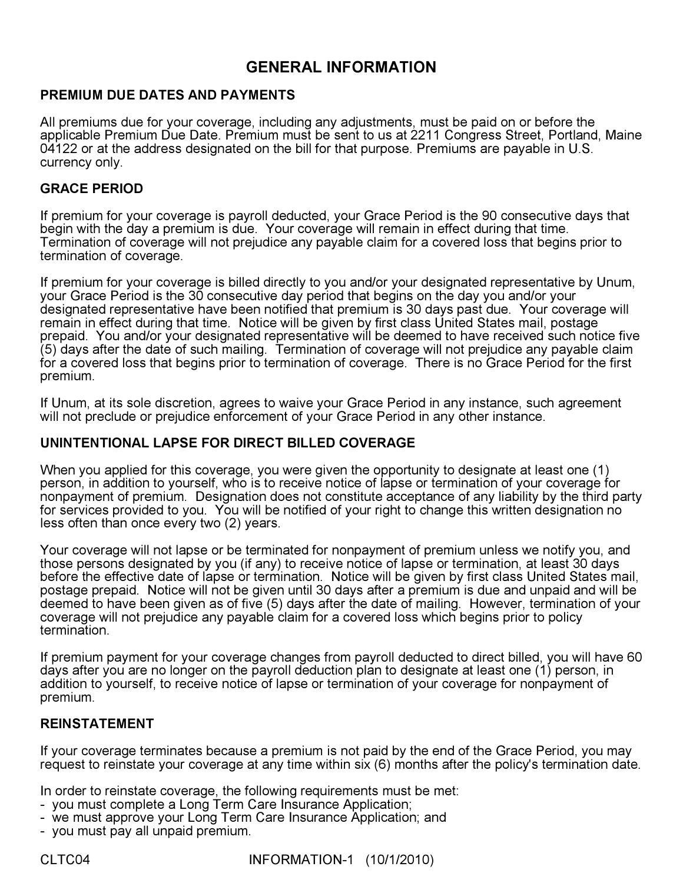# GENERAL INFORMATION

## PREMIUM DUE DATES AND PAYMENTS

All premiums due for your coverage, including any adjustments, must be paid on or before the applicable Premium Due Date. Premium must be sent to us at 2211 Congress Street, Portland, Maine 04122 or at the address designated on the bill for that purpose. Premiums are payable in U.S. currency only.

## GRACE PERIOD

If premium for your coverage is payroll deducted, your Grace Period is the 90 consecutive days that begin with the day a premium is due. Your coverage will remain in effect during that time. Termination of coverage will not prejudice any payable claim for a covered loss that begins prior to termination of coverage.

If premium for your coverage is billed directly to you and/or your designated representative by Unum, your Grace Period is the 30 consecutive day period that begins on the day you and/or your designated representative have been notified that premium is 30 days past due. Your coverage will remain in effect during that time. Notice will be given by first class United States mail, postage prepaid. You and/or your designated representative will be deemed to have received such notice five (5) days after the date of such mailing. Termination of coverage will not prejudice any payable claim for a covered loss that begins prior to termination of coverage. There is no Grace Period for the first premium.

If Unum, at its sole discretion, agrees to waive your Grace Period in any instance, such agreement will not preclude or prejudice enforcement of your Grace Period in any other instance.

## UNINTENTIONAL LAPSE FOR DIRECT BILLED COVERAGE

When you applied for this coverage, you were given the opportunity to designate at least one (1) person, in addition to yourself, who is to receive notice of lapse or termination of your coverage for nonpayment of premium. Designation does not constitute acceptance of any liability by the third party for services provided to you. You will be notified of your right to change this written designation no less often than once every two (2) years.

Your coverage will not lapse or be terminated for nonpayment of premium unless we notify you, and those persons designated by you (if any) to receive notice of lapse or termination, at least 30 days before the effective date of lapse or termination. Notice will be given by first class United States mail, postage prepaid. Notice will not be given until 30 days after a premium is due and unpaid and will be deemed to have been given as of five (5) days after the date of mailing. However, termination of your coverage will not prejudice any payable claim for a covered loss which begins prior to policy termination.

If premium payment for your coverage changes from payroll deducted to direct billed, you will have 60 days after you are no longer on the payroll deduction plan to designate at least one (1) person, in addition to yourself, to receive notice of lapse or termination of your coverage for nonpayment of premium.

## REINSTATEMENT

If your coverage terminates because a premium is not paid by the end of the Grace Period, you may request to reinstate your coverage at any time within six (6) months after the policy's termination date.

In order to reinstate coverage, the following requirements must be met:

- you must complete a Long Term Care Insurance Application;
- we must approve your Long Term Care Insurance Application; and
- you must pay all unpaid premium.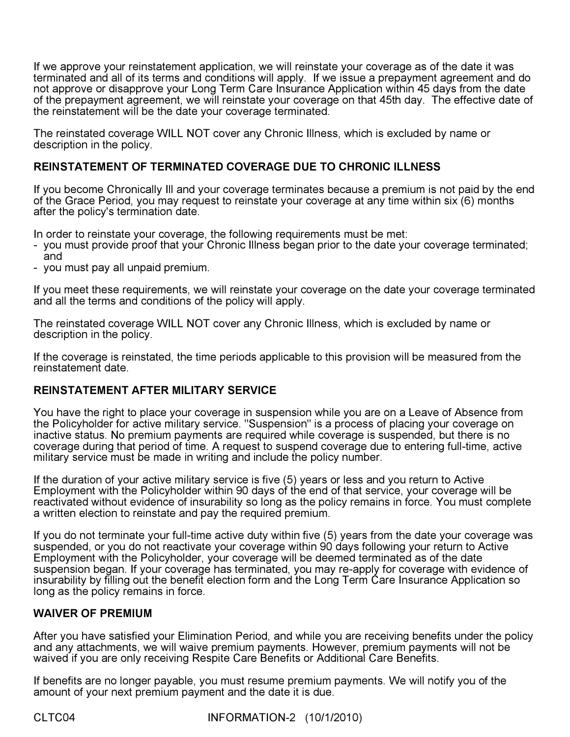If we approve your reinstatement application, we will reinstate your coverage as of the date it was terminated and all of its terms and conditions will apply. If we issue a prepayment agreement and do not approve or disapprove your Long Term Care Insurance Application within 45 days from the date of the prepayment agreement, we will reinstate your coverage on that 45th day. The effective date of the reinstatement will be the date your coverage terminated.

The reinstated coverage WILL NOT cover any Chronic Illness, which is excluded by name or description in the policy.

**REINSTATEMENT OF TERMINATED COVERAGE DUE TO CHRONIC ILLNESS**

If you become Chronically Ill and your coverage terminates because a premium is not paid by the end of the Grace Period, you may request to reinstate your coverage at any time within six (6) months after the policy's termination date.

In order to reinstate your coverage, the following requirements must be met:

- you must provide proof that your Chronic Illness began prior to the date your coverage terminated; and
- you must pay all unpaid premium.

If you meet these requirements, we will reinstate your coverage on the date your coverage terminated and all the terms and conditions of the policy will apply.

The reinstated coverage WILL NOT cover any Chronic Illness, which is excluded by name or description in the policy.

If the coverage is reinstated, the time periods applicable to this provision will be measured from the reinstatement date.

**REINSTATEMENT AFTER MILITARY SERVICE**

You have the right to place your coverage in suspension while you are on a Leave of Absence from the Policyholder for active military service. "Suspension" is a process of placing your coverage on inactive status. No premium payments are required while coverage is suspended, but there is no coverage during that period of time. A request to suspend coverage due to entering full-time, active military service must be made in writing and include the policy number.

If the duration of your active military service is five (5) years or less and you return to Active Employment with the Policyholder within 90 days of the end of that service, your coverage will be reactivated without evidence of insurability so long as the policy remains in force. You must complete a written election to reinstate and pay the required premium.

If you do not terminate your full-time active duty within five (5) years from the date your coverage was suspended, or you do not reactivate your coverage within 90 days following your return to Active Employment with the Policyholder, your coverage will be deemed terminated as of the date suspension began. If your coverage has terminated, you may re-apply for coverage with evidence of insurability by filling out the benefit election form and the Long Term Care Insurance Application so long as the policy remains in force.

**WAIVER OF PREMIUM**

After you have satisfied your Elimination Period, and while you are receiving benefits under the policy and any attachments, we will waive premium payments. However, premium payments will not be waived if you are only receiving Respite Care Benefits or Additional Care Benefits.

If benefits are no longer payable, you must resume premium payments. We will notify you of the amount of your next premium payment and the date it is due.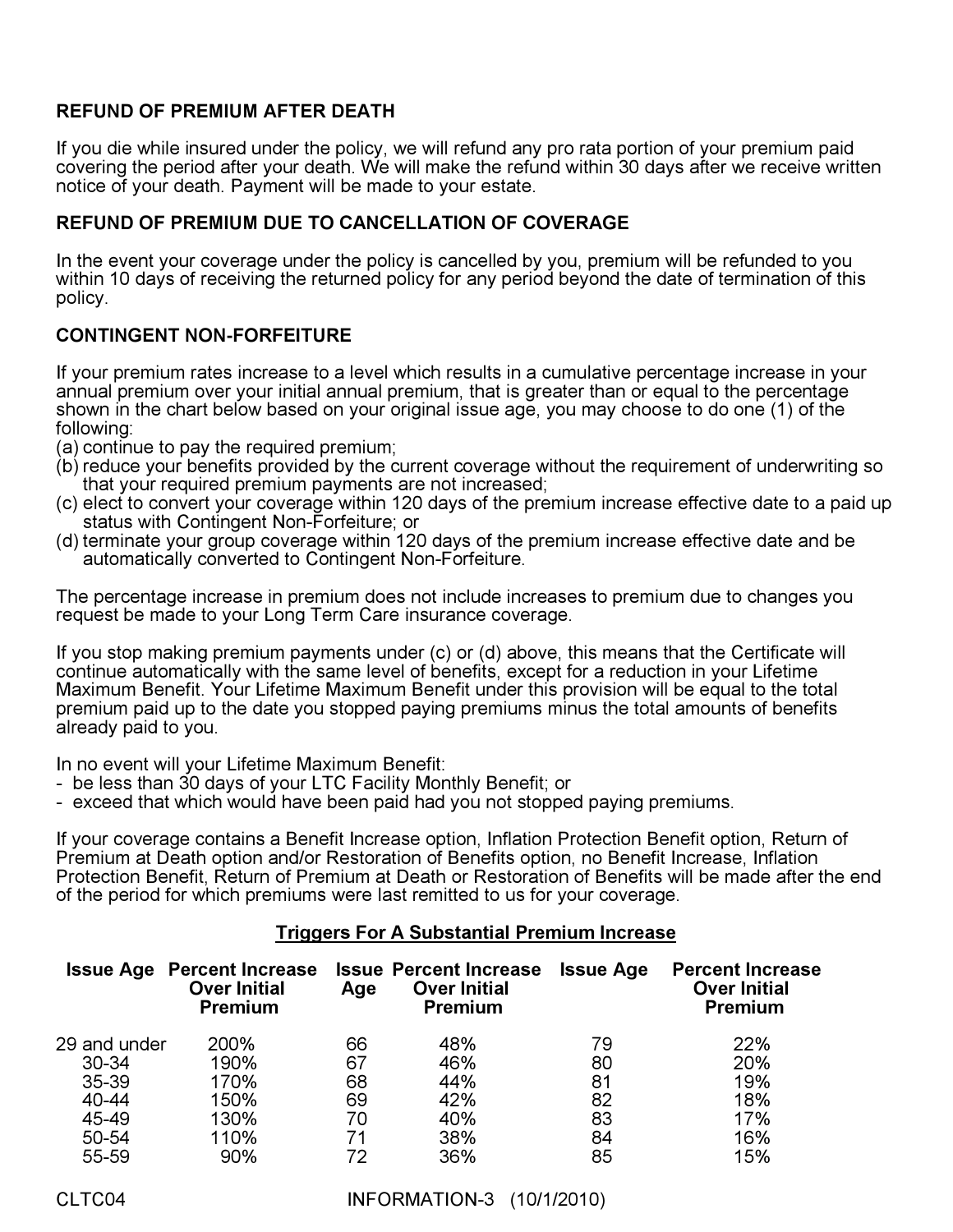## REFUND OF PREMIUM AFTER DEATH

If you die while insured under the policy, we will refund any pro rata portion of your premium paid covering the period after your death. We will make the refund within 30 days after we receive written notice of your death. Payment will be made to your estate.

## REFUND OF PREMIUM DUE TO CANCELLATION OF COVERAGE

In the event your coverage under the policy is cancelled by you, premium will be refunded to you within 10 days of receiving the returned policy for any period beyond the date of termination of this policy.

## CONTINGENT NON-FORFEITURE

If your premium rates increase to a level which results in a cumulative percentage increase in your annual premium over your initial annual premium, that is greater than or equal to the percentage shown in the chart below based on your original issue age, you may choose to do one (1) of the following:

(a) continue to pay the required premium;
(b) reduce your benefits provided by the current coverage without the requirement of underwriting so that your required premium payments are not increased;
(c) elect to convert your coverage within 120 days of the premium increase effective date to a paid up status with Contingent Non-Forfeiture; or
(d) terminate your group coverage within 120 days of the premium increase effective date and be automatically converted to Contingent Non-Forfeiture.

The percentage increase in premium does not include increases to premium due to changes you request be made to your Long Term Care insurance coverage.

If you stop making premium payments under (c) or (d) above, this means that the Certificate will continue automatically with the same level of benefits, except for a reduction in your Lifetime Maximum Benefit. Your Lifetime Maximum Benefit under this provision will be equal to the total premium paid up to the date you stopped paying premiums minus the total amounts of benefits already paid to you.

In no event will your Lifetime Maximum Benefit:
- be less than 30 days of your LTC Facility Monthly Benefit; or
- exceed that which would have been paid had you not stopped paying premiums.

If your coverage contains a Benefit Increase option, Inflation Protection Benefit option, Return of Premium at Death option and/or Restoration of Benefits option, no Benefit Increase, Inflation Protection Benefit, Return of Premium at Death or Restoration of Benefits will be made after the end of the period for which premiums were last remitted to us for your coverage.

**Triggers For A Substantial Premium Increase**

| Issue Age | Percent Increase Over Initial Premium | Issue Age | Percent Increase Over Initial Premium | Issue Age | Percent Increase Over Initial Premium |
|---|---|---|---|---|---|
| 29 and under | 200% | 66 | 48% | 79 | 22% |
| 30-34 | 190% | 67 | 46% | 80 | 20% |
| 35-39 | 170% | 68 | 44% | 81 | 19% |
| 40-44 | 150% | 69 | 42% | 82 | 18% |
| 45-49 | 130% | 70 | 40% | 83 | 17% |
| 50-54 | 110% | 71 | 38% | 84 | 16% |
| 55-59 | 90% | 72 | 36% | 85 | 15% |

CLTC04 INFORMATION-3 (10/1/2010)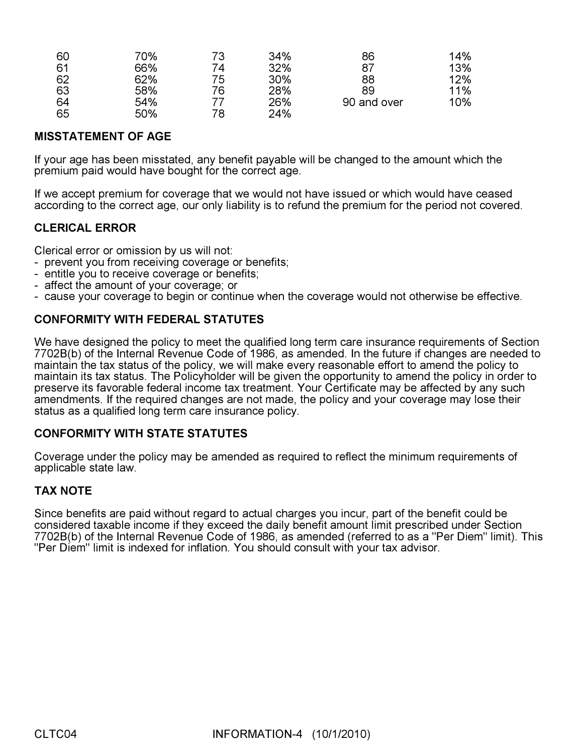| | | | | | |
|---|---|---|---|---|---|
| 60 | 70% | 73 | 34% | 86 | 14% |
| 61 | 66% | 74 | 32% | 87 | 13% |
| 62 | 62% | 75 | 30% | 88 | 12% |
| 63 | 58% | 76 | 28% | 89 | 11% |
| 64 | 54% | 77 | 26% | 90 and over | 10% |
| 65 | 50% | 78 | 24% | | |

**MISSTATEMENT OF AGE**

If your age has been misstated, any benefit payable will be changed to the amount which the premium paid would have bought for the correct age.

If we accept premium for coverage that we would not have issued or which would have ceased according to the correct age, our only liability is to refund the premium for the period not covered.

**CLERICAL ERROR**

Clerical error or omission by us will not:
- prevent you from receiving coverage or benefits;
- entitle you to receive coverage or benefits;
- affect the amount of your coverage; or
- cause your coverage to begin or continue when the coverage would not otherwise be effective.

**CONFORMITY WITH FEDERAL STATUTES**

We have designed the policy to meet the qualified long term care insurance requirements of Section 7702B(b) of the Internal Revenue Code of 1986, as amended. In the future if changes are needed to maintain the tax status of the policy, we will make every reasonable effort to amend the policy to maintain its tax status. The Policyholder will be given the opportunity to amend the policy in order to preserve its favorable federal income tax treatment. Your Certificate may be affected by any such amendments. If the required changes are not made, the policy and your coverage may lose their status as a qualified long term care insurance policy.

**CONFORMITY WITH STATE STATUTES**

Coverage under the policy may be amended as required to reflect the minimum requirements of applicable state law.

**TAX NOTE**

Since benefits are paid without regard to actual charges you incur, part of the benefit could be considered taxable income if they exceed the daily benefit amount limit prescribed under Section 7702B(b) of the Internal Revenue Code of 1986, as amended (referred to as a "Per Diem" limit). This "Per Diem" limit is indexed for inflation. You should consult with your tax advisor.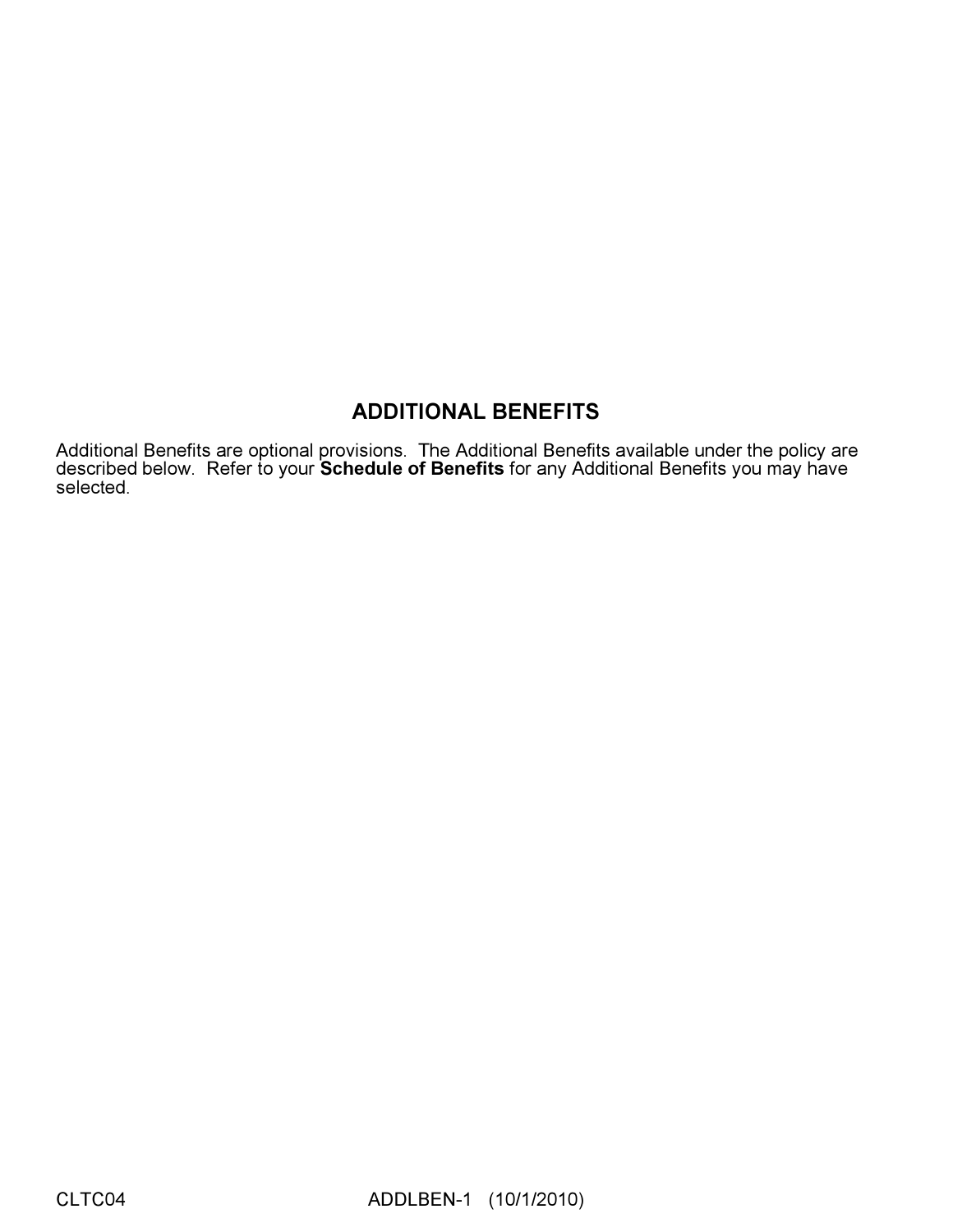## ADDITIONAL BENEFITS

Additional Benefits are optional provisions. The Additional Benefits available under the policy are described below. Refer to your **Schedule of Benefits** for any Additional Benefits you may have selected.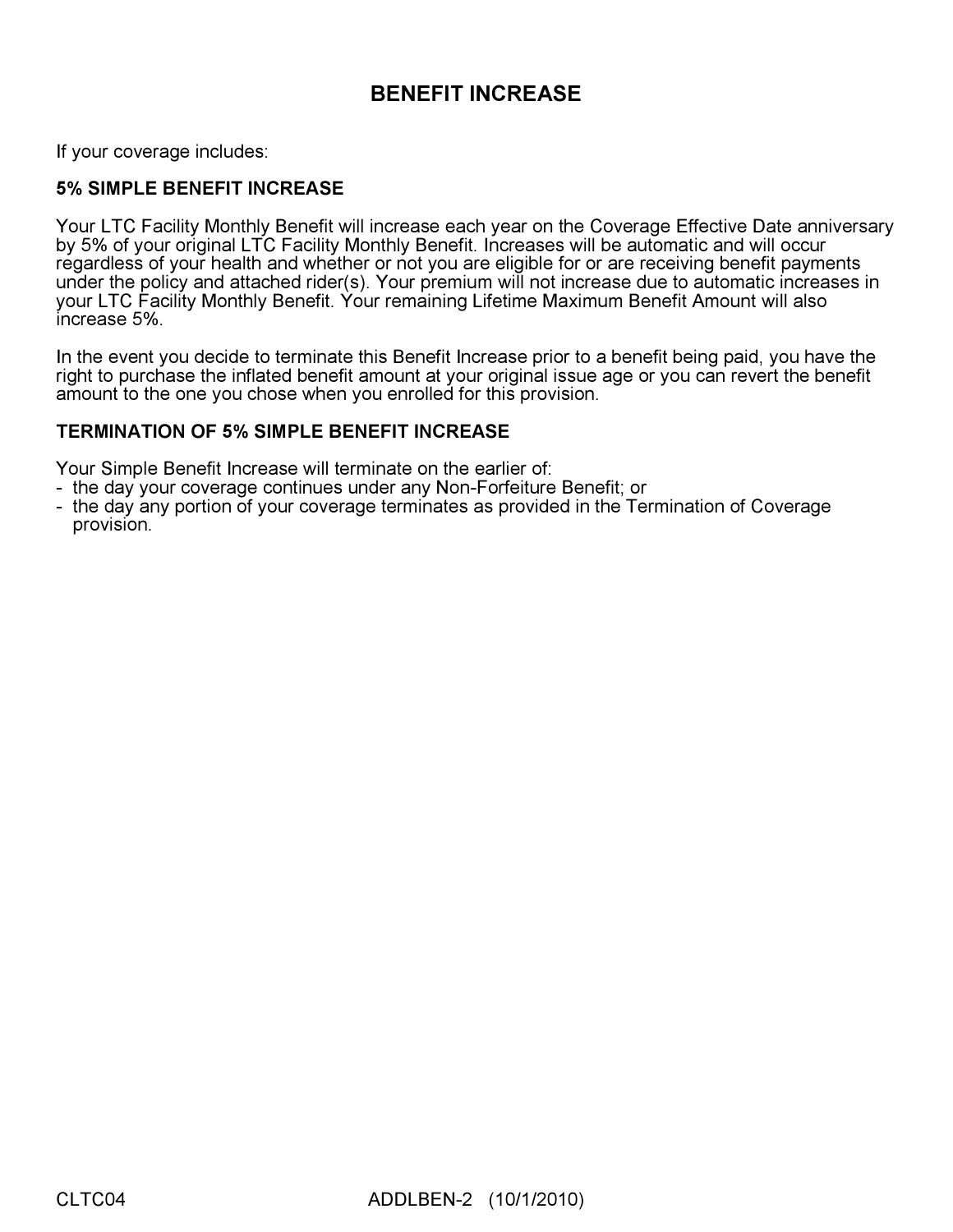# BENEFIT INCREASE

If your coverage includes:

**5% SIMPLE BENEFIT INCREASE**

Your LTC Facility Monthly Benefit will increase each year on the Coverage Effective Date anniversary by 5% of your original LTC Facility Monthly Benefit. Increases will be automatic and will occur regardless of your health and whether or not you are eligible for or are receiving benefit payments under the policy and attached rider(s). Your premium will not increase due to automatic increases in your LTC Facility Monthly Benefit. Your remaining Lifetime Maximum Benefit Amount will also increase 5%.

In the event you decide to terminate this Benefit Increase prior to a benefit being paid, you have the right to purchase the inflated benefit amount at your original issue age or you can revert the benefit amount to the one you chose when you enrolled for this provision.

**TERMINATION OF 5% SIMPLE BENEFIT INCREASE**

Your Simple Benefit Increase will terminate on the earlier of:

- the day your coverage continues under any Non-Forfeiture Benefit; or
- the day any portion of your coverage terminates as provided in the Termination of Coverage provision.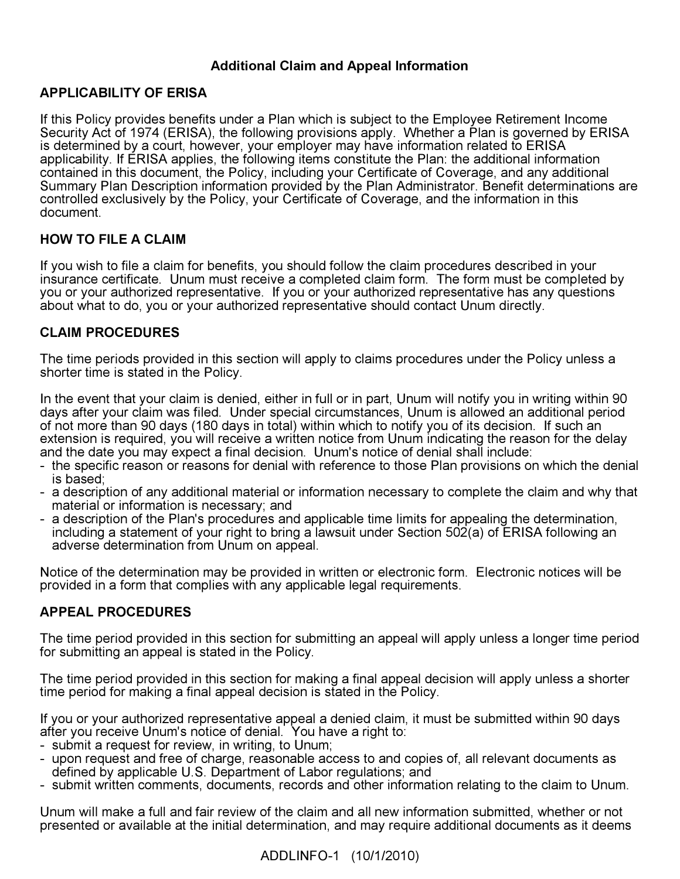## Additional Claim and Appeal Information

### APPLICABILITY OF ERISA

If this Policy provides benefits under a Plan which is subject to the Employee Retirement Income Security Act of 1974 (ERISA), the following provisions apply. Whether a Plan is governed by ERISA is determined by a court, however, your employer may have information related to ERISA applicability. If ERISA applies, the following items constitute the Plan: the additional information contained in this document, the Policy, including your Certificate of Coverage, and any additional Summary Plan Description information provided by the Plan Administrator. Benefit determinations are controlled exclusively by the Policy, your Certificate of Coverage, and the information in this document.

### HOW TO FILE A CLAIM

If you wish to file a claim for benefits, you should follow the claim procedures described in your insurance certificate. Unum must receive a completed claim form. The form must be completed by you or your authorized representative. If you or your authorized representative has any questions about what to do, you or your authorized representative should contact Unum directly.

### CLAIM PROCEDURES

The time periods provided in this section will apply to claims procedures under the Policy unless a shorter time is stated in the Policy.

In the event that your claim is denied, either in full or in part, Unum will notify you in writing within 90 days after your claim was filed. Under special circumstances, Unum is allowed an additional period of not more than 90 days (180 days in total) within which to notify you of its decision. If such an extension is required, you will receive a written notice from Unum indicating the reason for the delay and the date you may expect a final decision. Unum's notice of denial shall include:

- the specific reason or reasons for denial with reference to those Plan provisions on which the denial is based;
- a description of any additional material or information necessary to complete the claim and why that material or information is necessary; and
- a description of the Plan's procedures and applicable time limits for appealing the determination, including a statement of your right to bring a lawsuit under Section 502(a) of ERISA following an adverse determination from Unum on appeal.

Notice of the determination may be provided in written or electronic form. Electronic notices will be provided in a form that complies with any applicable legal requirements.

### APPEAL PROCEDURES

The time period provided in this section for submitting an appeal will apply unless a longer time period for submitting an appeal is stated in the Policy.

The time period provided in this section for making a final appeal decision will apply unless a shorter time period for making a final appeal decision is stated in the Policy.

If you or your authorized representative appeal a denied claim, it must be submitted within 90 days after you receive Unum's notice of denial. You have a right to:

- submit a request for review, in writing, to Unum;
- upon request and free of charge, reasonable access to and copies of, all relevant documents as defined by applicable U.S. Department of Labor regulations; and
- submit written comments, documents, records and other information relating to the claim to Unum.

Unum will make a full and fair review of the claim and all new information submitted, whether or not presented or available at the initial determination, and may require additional documents as it deems

ADDLINFO-1 (10/1/2010)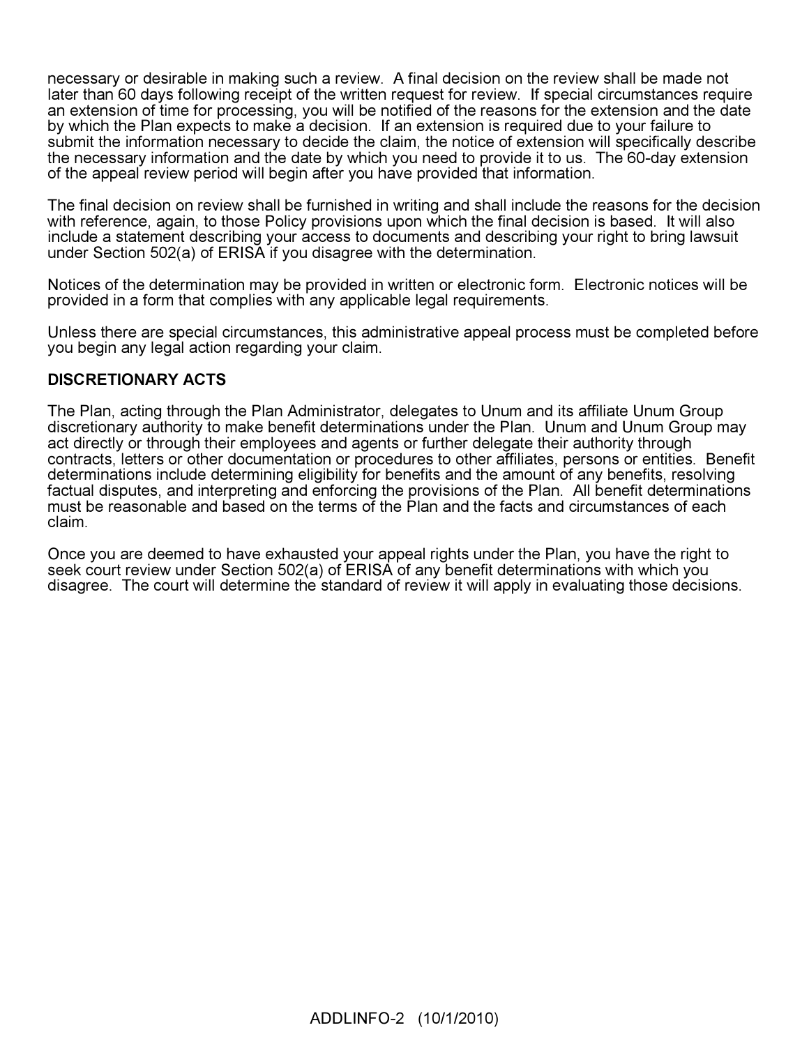necessary or desirable in making such a review. A final decision on the review shall be made not later than 60 days following receipt of the written request for review. If special circumstances require an extension of time for processing, you will be notified of the reasons for the extension and the date by which the Plan expects to make a decision. If an extension is required due to your failure to submit the information necessary to decide the claim, the notice of extension will specifically describe the necessary information and the date by which you need to provide it to us. The 60-day extension of the appeal review period will begin after you have provided that information.

The final decision on review shall be furnished in writing and shall include the reasons for the decision with reference, again, to those Policy provisions upon which the final decision is based. It will also include a statement describing your access to documents and describing your right to bring lawsuit under Section 502(a) of ERISA if you disagree with the determination.

Notices of the determination may be provided in written or electronic form. Electronic notices will be provided in a form that complies with any applicable legal requirements.

Unless there are special circumstances, this administrative appeal process must be completed before you begin any legal action regarding your claim.

**DISCRETIONARY ACTS**

The Plan, acting through the Plan Administrator, delegates to Unum and its affiliate Unum Group discretionary authority to make benefit determinations under the Plan. Unum and Unum Group may act directly or through their employees and agents or further delegate their authority through contracts, letters or other documentation or procedures to other affiliates, persons or entities. Benefit determinations include determining eligibility for benefits and the amount of any benefits, resolving factual disputes, and interpreting and enforcing the provisions of the Plan. All benefit determinations must be reasonable and based on the terms of the Plan and the facts and circumstances of each claim.

Once you are deemed to have exhausted your appeal rights under the Plan, you have the right to seek court review under Section 502(a) of ERISA of any benefit determinations with which you disagree. The court will determine the standard of review it will apply in evaluating those decisions.

ADDLINFO-2 (10/1/2010)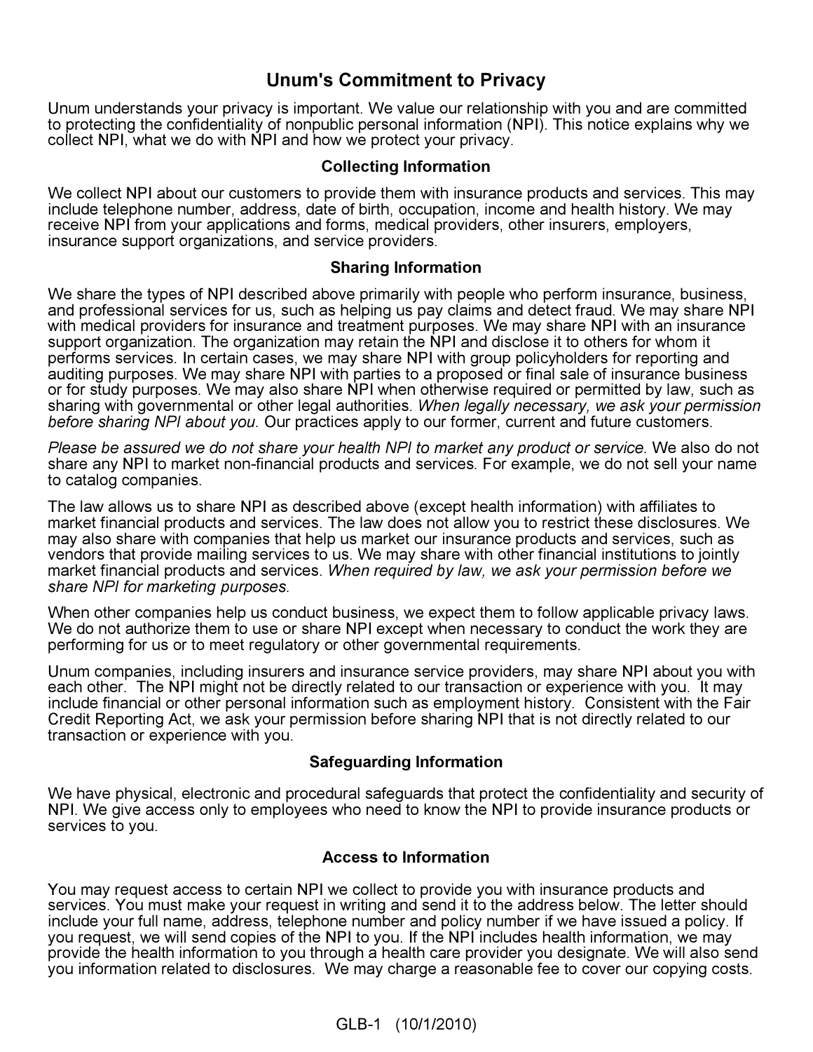# Unum's Commitment to Privacy

Unum understands your privacy is important. We value our relationship with you and are committed to protecting the confidentiality of nonpublic personal information (NPI). This notice explains why we collect NPI, what we do with NPI and how we protect your privacy.

### Collecting Information

We collect NPI about our customers to provide them with insurance products and services. This may include telephone number, address, date of birth, occupation, income and health history. We may receive NPI from your applications and forms, medical providers, other insurers, employers, insurance support organizations, and service providers.

### Sharing Information

We share the types of NPI described above primarily with people who perform insurance, business, and professional services for us, such as helping us pay claims and detect fraud. We may share NPI with medical providers for insurance and treatment purposes. We may share NPI with an insurance support organization. The organization may retain the NPI and disclose it to others for whom it performs services. In certain cases, we may share NPI with group policyholders for reporting and auditing purposes. We may share NPI with parties to a proposed or final sale of insurance business or for study purposes. We may also share NPI when otherwise required or permitted by law, such as sharing with governmental or other legal authorities. *When legally necessary, we ask your permission before sharing NPI about you.* Our practices apply to our former, current and future customers.

*Please be assured we do not share your health NPI to market any product or service.* We also do not share any NPI to market non-financial products and services. For example, we do not sell your name to catalog companies.

The law allows us to share NPI as described above (except health information) with affiliates to market financial products and services. The law does not allow you to restrict these disclosures. We may also share with companies that help us market our insurance products and services, such as vendors that provide mailing services to us. We may share with other financial institutions to jointly market financial products and services. *When required by law, we ask your permission before we share NPI for marketing purposes.*

When other companies help us conduct business, we expect them to follow applicable privacy laws. We do not authorize them to use or share NPI except when necessary to conduct the work they are performing for us or to meet regulatory or other governmental requirements.

Unum companies, including insurers and insurance service providers, may share NPI about you with each other. The NPI might not be directly related to our transaction or experience with you. It may include financial or other personal information such as employment history. Consistent with the Fair Credit Reporting Act, we ask your permission before sharing NPI that is not directly related to our transaction or experience with you.

### Safeguarding Information

We have physical, electronic and procedural safeguards that protect the confidentiality and security of NPI. We give access only to employees who need to know the NPI to provide insurance products or services to you.

### Access to Information

You may request access to certain NPI we collect to provide you with insurance products and services. You must make your request in writing and send it to the address below. The letter should include your full name, address, telephone number and policy number if we have issued a policy. If you request, we will send copies of the NPI to you. If the NPI includes health information, we may provide the health information to you through a health care provider you designate. We will also send you information related to disclosures. We may charge a reasonable fee to cover our copying costs.

GLB-1 (10/1/2010)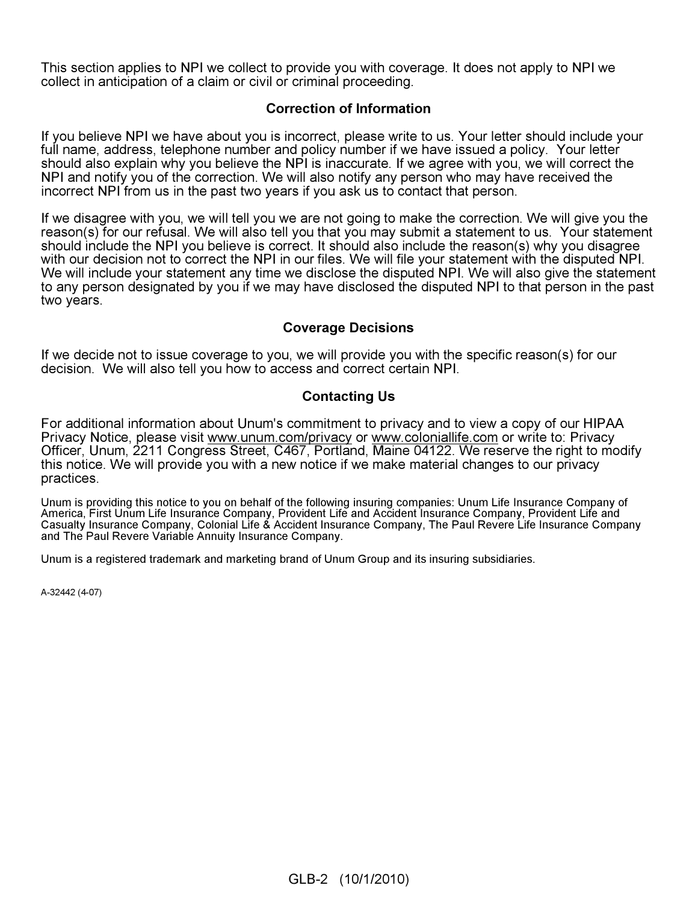This section applies to NPI we collect to provide you with coverage. It does not apply to NPI we collect in anticipation of a claim or civil or criminal proceeding.

### Correction of Information

If you believe NPI we have about you is incorrect, please write to us. Your letter should include your full name, address, telephone number and policy number if we have issued a policy. Your letter should also explain why you believe the NPI is inaccurate. If we agree with you, we will correct the NPI and notify you of the correction. We will also notify any person who may have received the incorrect NPI from us in the past two years if you ask us to contact that person.

If we disagree with you, we will tell you we are not going to make the correction. We will give you the reason(s) for our refusal. We will also tell you that you may submit a statement to us. Your statement should include the NPI you believe is correct. It should also include the reason(s) why you disagree with our decision not to correct the NPI in our files. We will file your statement with the disputed NPI. We will include your statement any time we disclose the disputed NPI. We will also give the statement to any person designated by you if we may have disclosed the disputed NPI to that person in the past two years.

### Coverage Decisions

If we decide not to issue coverage to you, we will provide you with the specific reason(s) for our decision. We will also tell you how to access and correct certain NPI.

### Contacting Us

For additional information about Unum's commitment to privacy and to view a copy of our HIPAA Privacy Notice, please visit www.unum.com/privacy or www.coloniallife.com or write to: Privacy Officer, Unum, 2211 Congress Street, C467, Portland, Maine 04122. We reserve the right to modify this notice. We will provide you with a new notice if we make material changes to our privacy practices.

Unum is providing this notice to you on behalf of the following insuring companies: Unum Life Insurance Company of America, First Unum Life Insurance Company, Provident Life and Accident Insurance Company, Provident Life and Casualty Insurance Company, Colonial Life & Accident Insurance Company, The Paul Revere Life Insurance Company and The Paul Revere Variable Annuity Insurance Company.

Unum is a registered trademark and marketing brand of Unum Group and its insuring subsidiaries.

A-32442 (4-07)

GLB-2 (10/1/2010)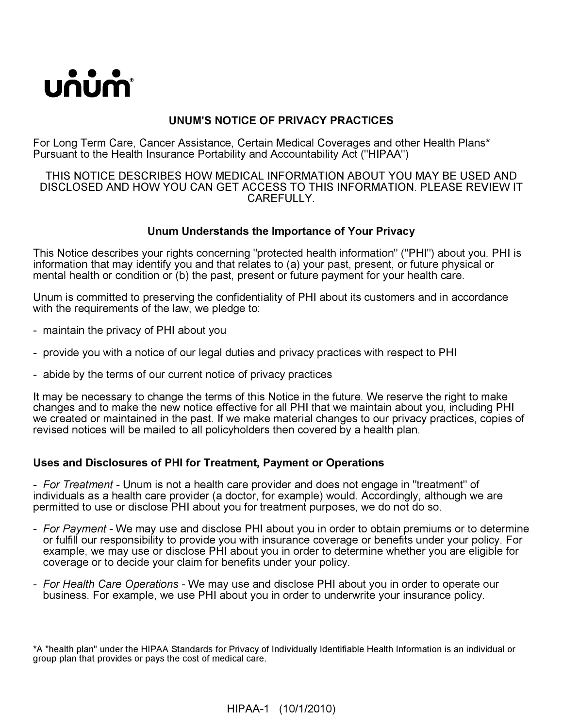unum

# UNUM'S NOTICE OF PRIVACY PRACTICES

For Long Term Care, Cancer Assistance, Certain Medical Coverages and other Health Plans*
Pursuant to the Health Insurance Portability and Accountability Act ("HIPAA")

THIS NOTICE DESCRIBES HOW MEDICAL INFORMATION ABOUT YOU MAY BE USED AND DISCLOSED AND HOW YOU CAN GET ACCESS TO THIS INFORMATION. PLEASE REVIEW IT CAREFULLY.

## Unum Understands the Importance of Your Privacy

This Notice describes your rights concerning "protected health information" ("PHI") about you. PHI is information that may identify you and that relates to (a) your past, present, or future physical or mental health or condition or (b) the past, present or future payment for your health care.

Unum is committed to preserving the confidentiality of PHI about its customers and in accordance with the requirements of the law, we pledge to:

- maintain the privacy of PHI about you
- provide you with a notice of our legal duties and privacy practices with respect to PHI
- abide by the terms of our current notice of privacy practices

It may be necessary to change the terms of this Notice in the future. We reserve the right to make changes and to make the new notice effective for all PHI that we maintain about you, including PHI we created or maintained in the past. If we make material changes to our privacy practices, copies of revised notices will be mailed to all policyholders then covered by a health plan.

## Uses and Disclosures of PHI for Treatment, Payment or Operations

- *For Treatment* - Unum is not a health care provider and does not engage in "treatment" of individuals as a health care provider (a doctor, for example) would. Accordingly, although we are permitted to use or disclose PHI about you for treatment purposes, we do not do so.
- *For Payment* - We may use and disclose PHI about you in order to obtain premiums or to determine or fulfill our responsibility to provide you with insurance coverage or benefits under your policy. For example, we may use or disclose PHI about you in order to determine whether you are eligible for coverage or to decide your claim for benefits under your policy.
- *For Health Care Operations* - We may use and disclose PHI about you in order to operate our business. For example, we use PHI about you in order to underwrite your insurance policy.

*A "health plan" under the HIPAA Standards for Privacy of Individually Identifiable Health Information is an individual or group plan that provides or pays the cost of medical care.

HIPAA-1 (10/1/2010)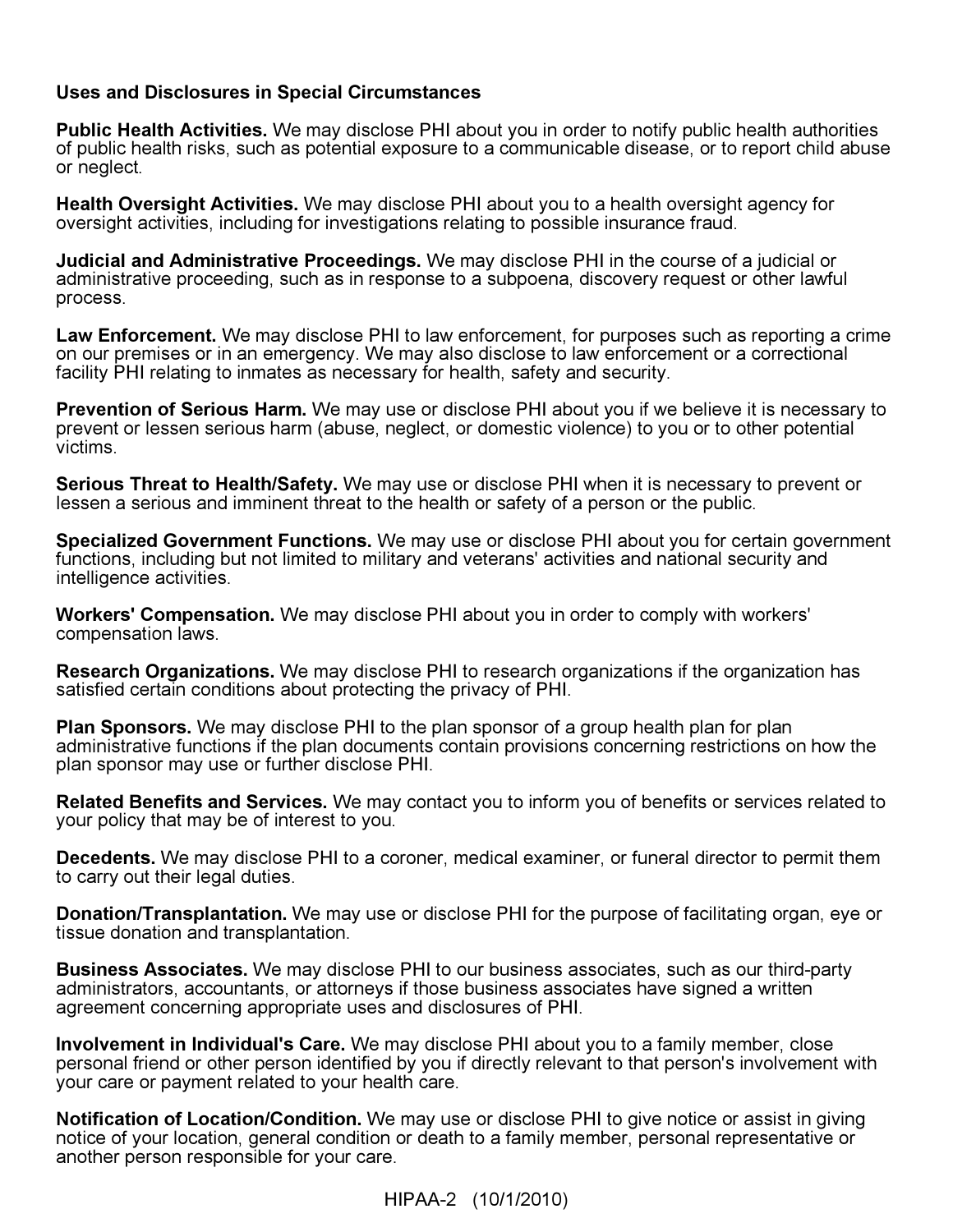**Uses and Disclosures in Special Circumstances**

**Public Health Activities.** We may disclose PHI about you in order to notify public health authorities of public health risks, such as potential exposure to a communicable disease, or to report child abuse or neglect.

**Health Oversight Activities.** We may disclose PHI about you to a health oversight agency for oversight activities, including for investigations relating to possible insurance fraud.

**Judicial and Administrative Proceedings.** We may disclose PHI in the course of a judicial or administrative proceeding, such as in response to a subpoena, discovery request or other lawful process.

**Law Enforcement.** We may disclose PHI to law enforcement, for purposes such as reporting a crime on our premises or in an emergency. We may also disclose to law enforcement or a correctional facility PHI relating to inmates as necessary for health, safety and security.

**Prevention of Serious Harm.** We may use or disclose PHI about you if we believe it is necessary to prevent or lessen serious harm (abuse, neglect, or domestic violence) to you or to other potential victims.

**Serious Threat to Health/Safety.** We may use or disclose PHI when it is necessary to prevent or lessen a serious and imminent threat to the health or safety of a person or the public.

**Specialized Government Functions.** We may use or disclose PHI about you for certain government functions, including but not limited to military and veterans' activities and national security and intelligence activities.

**Workers' Compensation.** We may disclose PHI about you in order to comply with workers' compensation laws.

**Research Organizations.** We may disclose PHI to research organizations if the organization has satisfied certain conditions about protecting the privacy of PHI.

**Plan Sponsors.** We may disclose PHI to the plan sponsor of a group health plan for plan administrative functions if the plan documents contain provisions concerning restrictions on how the plan sponsor may use or further disclose PHI.

**Related Benefits and Services.** We may contact you to inform you of benefits or services related to your policy that may be of interest to you.

**Decedents.** We may disclose PHI to a coroner, medical examiner, or funeral director to permit them to carry out their legal duties.

**Donation/Transplantation.** We may use or disclose PHI for the purpose of facilitating organ, eye or tissue donation and transplantation.

**Business Associates.** We may disclose PHI to our business associates, such as our third-party administrators, accountants, or attorneys if those business associates have signed a written agreement concerning appropriate uses and disclosures of PHI.

**Involvement in Individual's Care.** We may disclose PHI about you to a family member, close personal friend or other person identified by you if directly relevant to that person's involvement with your care or payment related to your health care.

**Notification of Location/Condition.** We may use or disclose PHI to give notice or assist in giving notice of your location, general condition or death to a family member, personal representative or another person responsible for your care.

HIPAA-2 (10/1/2010)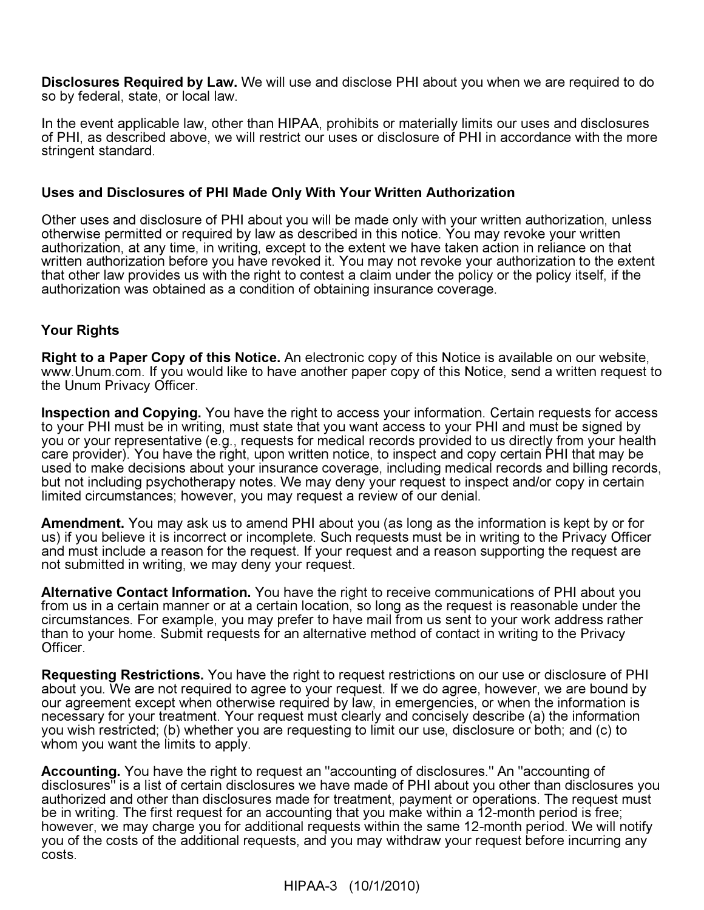**Disclosures Required by Law.** We will use and disclose PHI about you when we are required to do so by federal, state, or local law.

In the event applicable law, other than HIPAA, prohibits or materially limits our uses and disclosures of PHI, as described above, we will restrict our uses or disclosure of PHI in accordance with the more stringent standard.

### Uses and Disclosures of PHI Made Only With Your Written Authorization

Other uses and disclosure of PHI about you will be made only with your written authorization, unless otherwise permitted or required by law as described in this notice. You may revoke your written authorization, at any time, in writing, except to the extent we have taken action in reliance on that written authorization before you have revoked it. You may not revoke your authorization to the extent that other law provides us with the right to contest a claim under the policy or the policy itself, if the authorization was obtained as a condition of obtaining insurance coverage.

### Your Rights

**Right to a Paper Copy of this Notice.** An electronic copy of this Notice is available on our website, www.Unum.com. If you would like to have another paper copy of this Notice, send a written request to the Unum Privacy Officer.

**Inspection and Copying.** You have the right to access your information. Certain requests for access to your PHI must be in writing, must state that you want access to your PHI and must be signed by you or your representative (e.g., requests for medical records provided to us directly from your health care provider). You have the right, upon written notice, to inspect and copy certain PHI that may be used to make decisions about your insurance coverage, including medical records and billing records, but not including psychotherapy notes. We may deny your request to inspect and/or copy in certain limited circumstances; however, you may request a review of our denial.

**Amendment.** You may ask us to amend PHI about you (as long as the information is kept by or for us) if you believe it is incorrect or incomplete. Such requests must be in writing to the Privacy Officer and must include a reason for the request. If your request and a reason supporting the request are not submitted in writing, we may deny your request.

**Alternative Contact Information.** You have the right to receive communications of PHI about you from us in a certain manner or at a certain location, so long as the request is reasonable under the circumstances. For example, you may prefer to have mail from us sent to your work address rather than to your home. Submit requests for an alternative method of contact in writing to the Privacy Officer.

**Requesting Restrictions.** You have the right to request restrictions on our use or disclosure of PHI about you. We are not required to agree to your request. If we do agree, however, we are bound by our agreement except when otherwise required by law, in emergencies, or when the information is necessary for your treatment. Your request must clearly and concisely describe (a) the information you wish restricted; (b) whether you are requesting to limit our use, disclosure or both; and (c) to whom you want the limits to apply.

**Accounting.** You have the right to request an "accounting of disclosures." An "accounting of disclosures" is a list of certain disclosures we have made of PHI about you other than disclosures you authorized and other than disclosures made for treatment, payment or operations. The request must be in writing. The first request for an accounting that you make within a 12-month period is free; however, we may charge you for additional requests within the same 12-month period. We will notify you of the costs of the additional requests, and you may withdraw your request before incurring any costs.

HIPAA-3 (10/1/2010)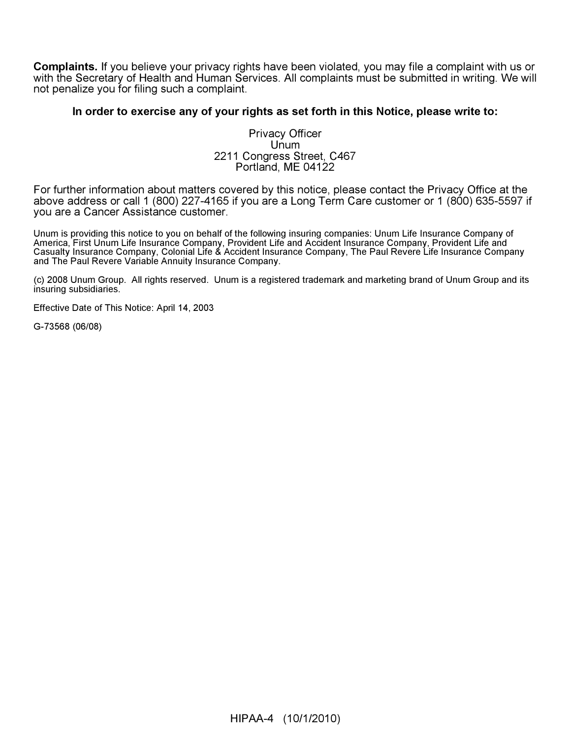**Complaints.** If you believe your privacy rights have been violated, you may file a complaint with us or with the Secretary of Health and Human Services. All complaints must be submitted in writing. We will not penalize you for filing such a complaint.

**In order to exercise any of your rights as set forth in this Notice, please write to:**

Privacy Officer
Unum
2211 Congress Street, C467
Portland, ME 04122

For further information about matters covered by this notice, please contact the Privacy Office at the above address or call 1 (800) 227-4165 if you are a Long Term Care customer or 1 (800) 635-5597 if you are a Cancer Assistance customer.

Unum is providing this notice to you on behalf of the following insuring companies: Unum Life Insurance Company of America, First Unum Life Insurance Company, Provident Life and Accident Insurance Company, Provident Life and Casualty Insurance Company, Colonial Life & Accident Insurance Company, The Paul Revere Life Insurance Company and The Paul Revere Variable Annuity Insurance Company.

(c) 2008 Unum Group. All rights reserved. Unum is a registered trademark and marketing brand of Unum Group and its insuring subsidiaries.

Effective Date of This Notice: April 14, 2003

G-73568 (06/08)

HIPAA-4 (10/1/2010)